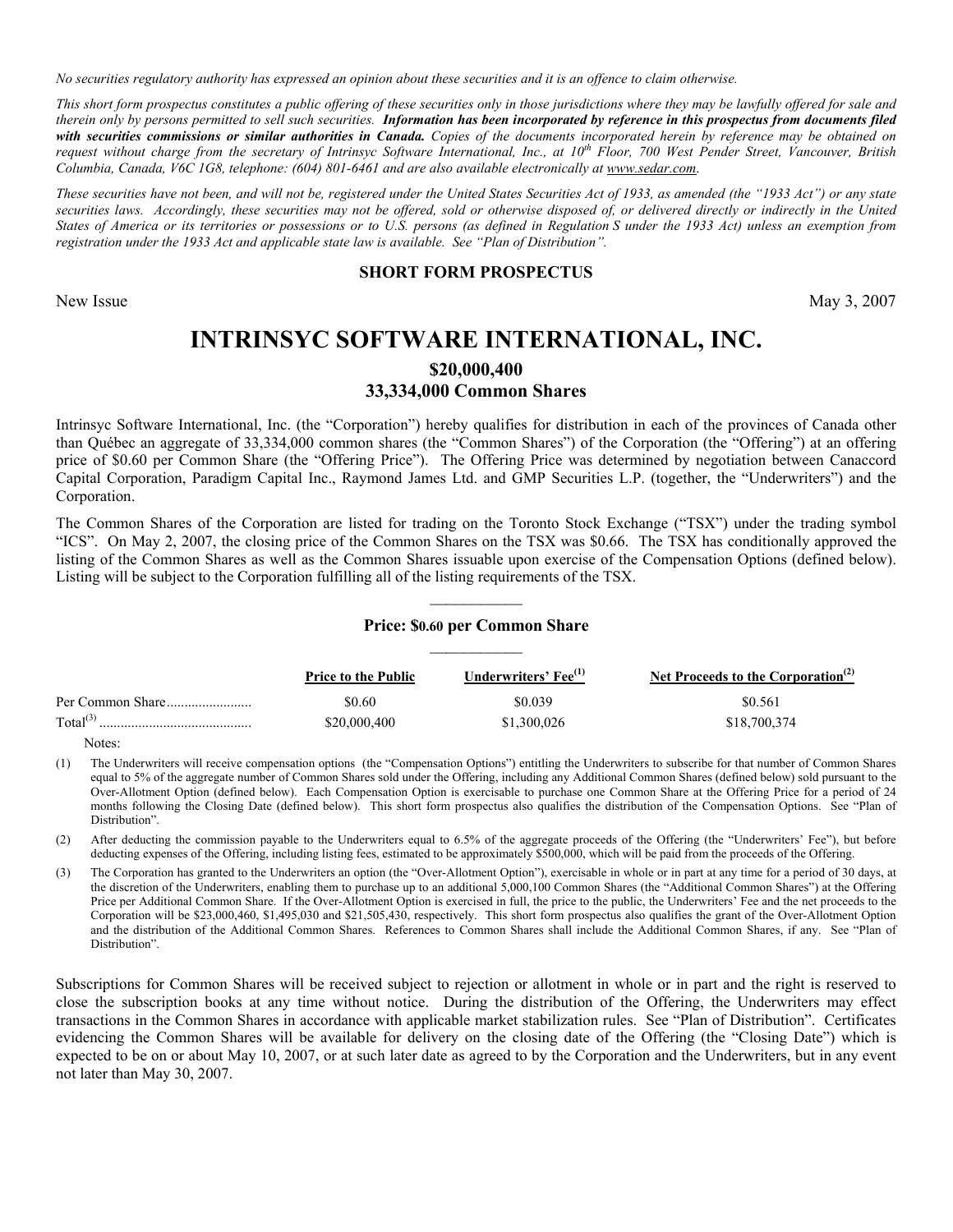*No securities regulatory authority has expressed an opinion about these securities and it is an offence to claim otherwise.*

*This short form prospectus constitutes a public offering of these securities only in those jurisdictions where they may be lawfully offered for sale and therein only by persons permitted to sell such securities.* ***Information has been incorporated by reference in this prospectus from documents filed with securities commissions or similar authorities in Canada.*** *Copies of the documents incorporated herein by reference may be obtained on request without charge from the secretary of Intrinsyc Software International, Inc., at 10th Floor, 700 West Pender Street, Vancouver, British Columbia, Canada, V6C 1G8, telephone: (604) 801-6461 and are also available electronically at www.sedar.com.*

*These securities have not been, and will not be, registered under the United States Securities Act of 1933, as amended (the "1933 Act") or any state securities laws. Accordingly, these securities may not be offered, sold or otherwise disposed of, or delivered directly or indirectly in the United States of America or its territories or possessions or to U.S. persons (as defined in Regulation S under the 1933 Act) unless an exemption from registration under the 1933 Act and applicable state law is available. See "Plan of Distribution".*

**SHORT FORM PROSPECTUS**

New Issue May 3, 2007

# INTRINSYC SOFTWARE INTERNATIONAL, INC.

**$20,000,400**

**33,334,000 Common Shares**

Intrinsyc Software International, Inc. (the "Corporation") hereby qualifies for distribution in each of the provinces of Canada other than Québec an aggregate of 33,334,000 common shares (the "Common Shares") of the Corporation (the "Offering") at an offering price of $0.60 per Common Share (the "Offering Price"). The Offering Price was determined by negotiation between Canaccord Capital Corporation, Paradigm Capital Inc., Raymond James Ltd. and GMP Securities L.P. (together, the "Underwriters") and the Corporation.

The Common Shares of the Corporation are listed for trading on the Toronto Stock Exchange ("TSX") under the trading symbol "ICS". On May 2, 2007, the closing price of the Common Shares on the TSX was $0.66. The TSX has conditionally approved the listing of the Common Shares as well as the Common Shares issuable upon exercise of the Compensation Options (defined below). Listing will be subject to the Corporation fulfilling all of the listing requirements of the TSX.

**Price: $0.60 per Common Share**

| | Price to the Public | Underwriters' Fee[1] | Net Proceeds to the Corporation[2] |
|---|---|---|---|
| Per Common Share | $0.60 | $0.039 | $0.561 |
| Total[3] | $20,000,400 | $1,300,026 | $18,700,374 |

Notes:

(1) The Underwriters will receive compensation options (the "Compensation Options") entitling the Underwriters to subscribe for that number of Common Shares equal to 5% of the aggregate number of Common Shares sold under the Offering, including any Additional Common Shares (defined below) sold pursuant to the Over-Allotment Option (defined below). Each Compensation Option is exercisable to purchase one Common Share at the Offering Price for a period of 24 months following the Closing Date (defined below). This short form prospectus also qualifies the distribution of the Compensation Options. See "Plan of Distribution".

(2) After deducting the commission payable to the Underwriters equal to 6.5% of the aggregate proceeds of the Offering (the "Underwriters' Fee"), but before deducting expenses of the Offering, including listing fees, estimated to be approximately $500,000, which will be paid from the proceeds of the Offering.

(3) The Corporation has granted to the Underwriters an option (the "Over-Allotment Option"), exercisable in whole or in part at any time for a period of 30 days, at the discretion of the Underwriters, enabling them to purchase up to an additional 5,000,100 Common Shares (the "Additional Common Shares") at the Offering Price per Additional Common Share. If the Over-Allotment Option is exercised in full, the price to the public, the Underwriters' Fee and the net proceeds to the Corporation will be $23,000,460, $1,495,030 and $21,505,430, respectively. This short form prospectus also qualifies the grant of the Over-Allotment Option and the distribution of the Additional Common Shares. References to Common Shares shall include the Additional Common Shares, if any. See "Plan of Distribution".

Subscriptions for Common Shares will be received subject to rejection or allotment in whole or in part and the right is reserved to close the subscription books at any time without notice. During the distribution of the Offering, the Underwriters may effect transactions in the Common Shares in accordance with applicable market stabilization rules. See "Plan of Distribution". Certificates evidencing the Common Shares will be available for delivery on the closing date of the Offering (the "Closing Date") which is expected to be on or about May 10, 2007, or at such later date as agreed to by the Corporation and the Underwriters, but in any event not later than May 30, 2007.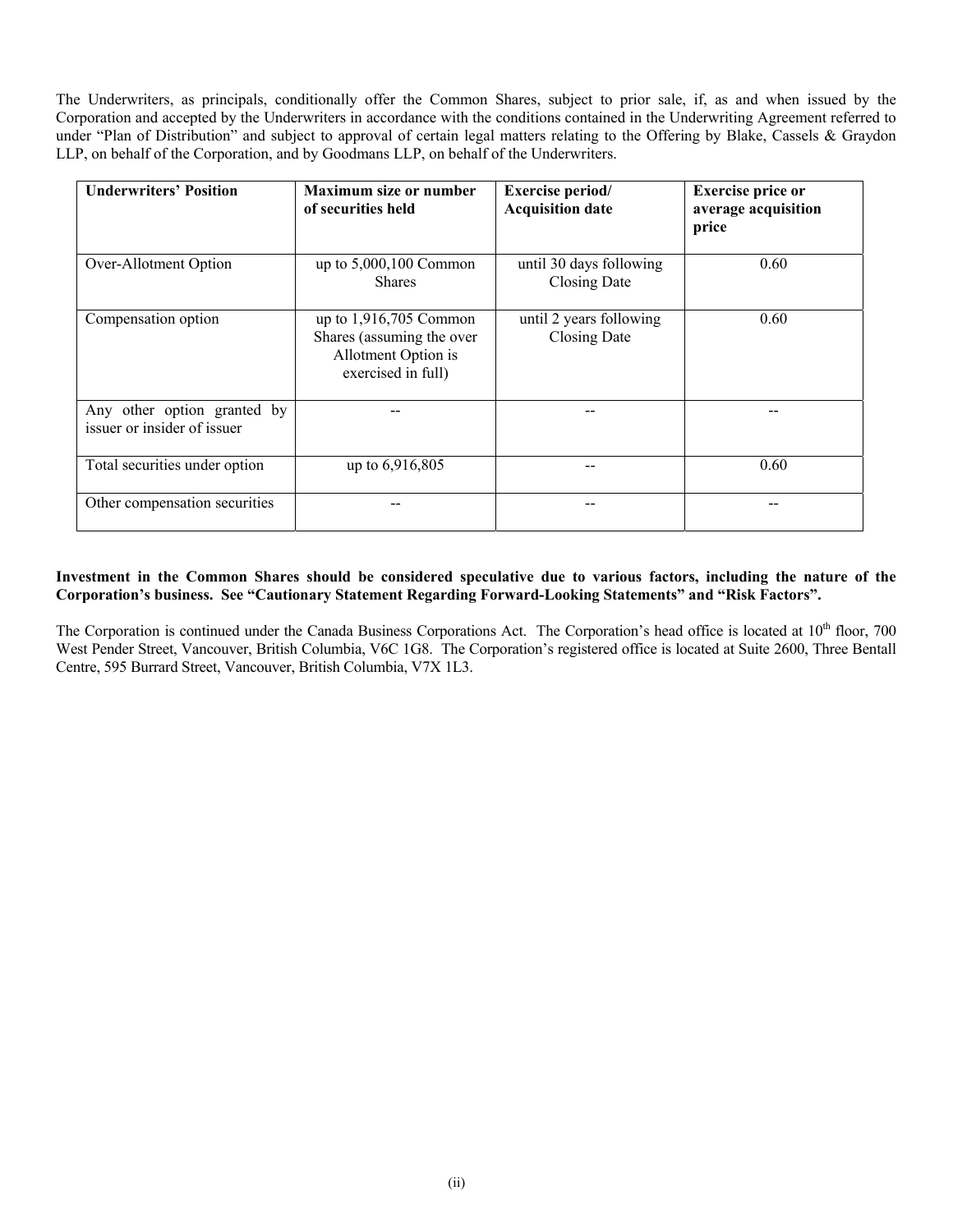The Underwriters, as principals, conditionally offer the Common Shares, subject to prior sale, if, as and when issued by the Corporation and accepted by the Underwriters in accordance with the conditions contained in the Underwriting Agreement referred to under "Plan of Distribution" and subject to approval of certain legal matters relating to the Offering by Blake, Cassels & Graydon LLP, on behalf of the Corporation, and by Goodmans LLP, on behalf of the Underwriters.

| Underwriters' Position | Maximum size or number of securities held | Exercise period/ Acquisition date | Exercise price or average acquisition price |
| --- | --- | --- | --- |
| Over-Allotment Option | up to 5,000,100 Common Shares | until 30 days following Closing Date | 0.60 |
| Compensation option | up to 1,916,705 Common Shares (assuming the over Allotment Option is exercised in full) | until 2 years following Closing Date | 0.60 |
| Any other option granted by issuer or insider of issuer | -- | -- | -- |
| Total securities under option | up to 6,916,805 | -- | 0.60 |
| Other compensation securities | -- | -- | -- |

**Investment in the Common Shares should be considered speculative due to various factors, including the nature of the Corporation's business. See "Cautionary Statement Regarding Forward-Looking Statements" and "Risk Factors".**

The Corporation is continued under the Canada Business Corporations Act. The Corporation's head office is located at 10th floor, 700 West Pender Street, Vancouver, British Columbia, V6C 1G8. The Corporation's registered office is located at Suite 2600, Three Bentall Centre, 595 Burrard Street, Vancouver, British Columbia, V7X 1L3.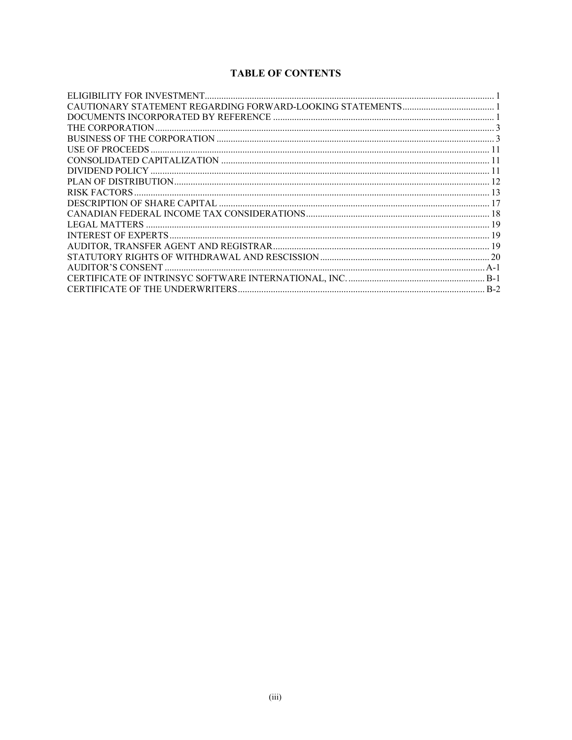# TABLE OF CONTENTS

| | |
|---|---|
| ELIGIBILITY FOR INVESTMENT | 1 |
| CAUTIONARY STATEMENT REGARDING FORWARD-LOOKING STATEMENTS | 1 |
| DOCUMENTS INCORPORATED BY REFERENCE | 1 |
| THE CORPORATION | 3 |
| BUSINESS OF THE CORPORATION | 3 |
| USE OF PROCEEDS | 11 |
| CONSOLIDATED CAPITALIZATION | 11 |
| DIVIDEND POLICY | 11 |
| PLAN OF DISTRIBUTION | 12 |
| RISK FACTORS | 13 |
| DESCRIPTION OF SHARE CAPITAL | 17 |
| CANADIAN FEDERAL INCOME TAX CONSIDERATIONS | 18 |
| LEGAL MATTERS | 19 |
| INTEREST OF EXPERTS | 19 |
| AUDITOR, TRANSFER AGENT AND REGISTRAR | 19 |
| STATUTORY RIGHTS OF WITHDRAWAL AND RESCISSION | 20 |
| AUDITOR'S CONSENT | A-1 |
| CERTIFICATE OF INTRINSYC SOFTWARE INTERNATIONAL, INC. | B-1 |
| CERTIFICATE OF THE UNDERWRITERS | B-2 |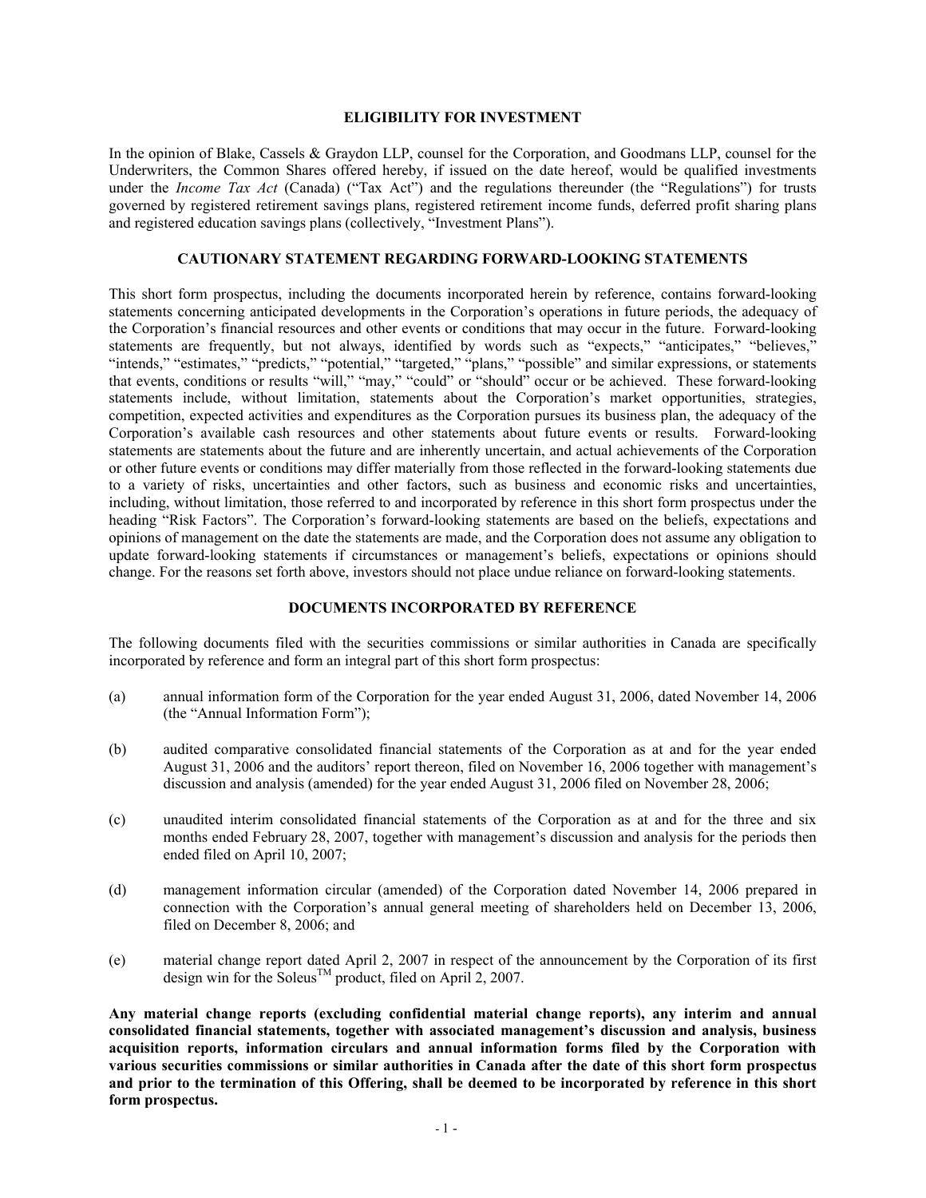## ELIGIBILITY FOR INVESTMENT

In the opinion of Blake, Cassels & Graydon LLP, counsel for the Corporation, and Goodmans LLP, counsel for the Underwriters, the Common Shares offered hereby, if issued on the date hereof, would be qualified investments under the *Income Tax Act* (Canada) ("Tax Act") and the regulations thereunder (the "Regulations") for trusts governed by registered retirement savings plans, registered retirement income funds, deferred profit sharing plans and registered education savings plans (collectively, "Investment Plans").

## CAUTIONARY STATEMENT REGARDING FORWARD-LOOKING STATEMENTS

This short form prospectus, including the documents incorporated herein by reference, contains forward-looking statements concerning anticipated developments in the Corporation's operations in future periods, the adequacy of the Corporation's financial resources and other events or conditions that may occur in the future. Forward-looking statements are frequently, but not always, identified by words such as "expects," "anticipates," "believes," "intends," "estimates," "predicts," "potential," "targeted," "plans," "possible" and similar expressions, or statements that events, conditions or results "will," "may," "could" or "should" occur or be achieved. These forward-looking statements include, without limitation, statements about the Corporation's market opportunities, strategies, competition, expected activities and expenditures as the Corporation pursues its business plan, the adequacy of the Corporation's available cash resources and other statements about future events or results. Forward-looking statements are statements about the future and are inherently uncertain, and actual achievements of the Corporation or other future events or conditions may differ materially from those reflected in the forward-looking statements due to a variety of risks, uncertainties and other factors, such as business and economic risks and uncertainties, including, without limitation, those referred to and incorporated by reference in this short form prospectus under the heading "Risk Factors". The Corporation's forward-looking statements are based on the beliefs, expectations and opinions of management on the date the statements are made, and the Corporation does not assume any obligation to update forward-looking statements if circumstances or management's beliefs, expectations or opinions should change. For the reasons set forth above, investors should not place undue reliance on forward-looking statements.

## DOCUMENTS INCORPORATED BY REFERENCE

The following documents filed with the securities commissions or similar authorities in Canada are specifically incorporated by reference and form an integral part of this short form prospectus:

(a) annual information form of the Corporation for the year ended August 31, 2006, dated November 14, 2006 (the "Annual Information Form");

(b) audited comparative consolidated financial statements of the Corporation as at and for the year ended August 31, 2006 and the auditors' report thereon, filed on November 16, 2006 together with management's discussion and analysis (amended) for the year ended August 31, 2006 filed on November 28, 2006;

(c) unaudited interim consolidated financial statements of the Corporation as at and for the three and six months ended February 28, 2007, together with management's discussion and analysis for the periods then ended filed on April 10, 2007;

(d) management information circular (amended) of the Corporation dated November 14, 2006 prepared in connection with the Corporation's annual general meeting of shareholders held on December 13, 2006, filed on December 8, 2006; and

(e) material change report dated April 2, 2007 in respect of the announcement by the Corporation of its first design win for the Soleus™ product, filed on April 2, 2007.

**Any material change reports (excluding confidential material change reports), any interim and annual consolidated financial statements, together with associated management's discussion and analysis, business acquisition reports, information circulars and annual information forms filed by the Corporation with various securities commissions or similar authorities in Canada after the date of this short form prospectus and prior to the termination of this Offering, shall be deemed to be incorporated by reference in this short form prospectus.**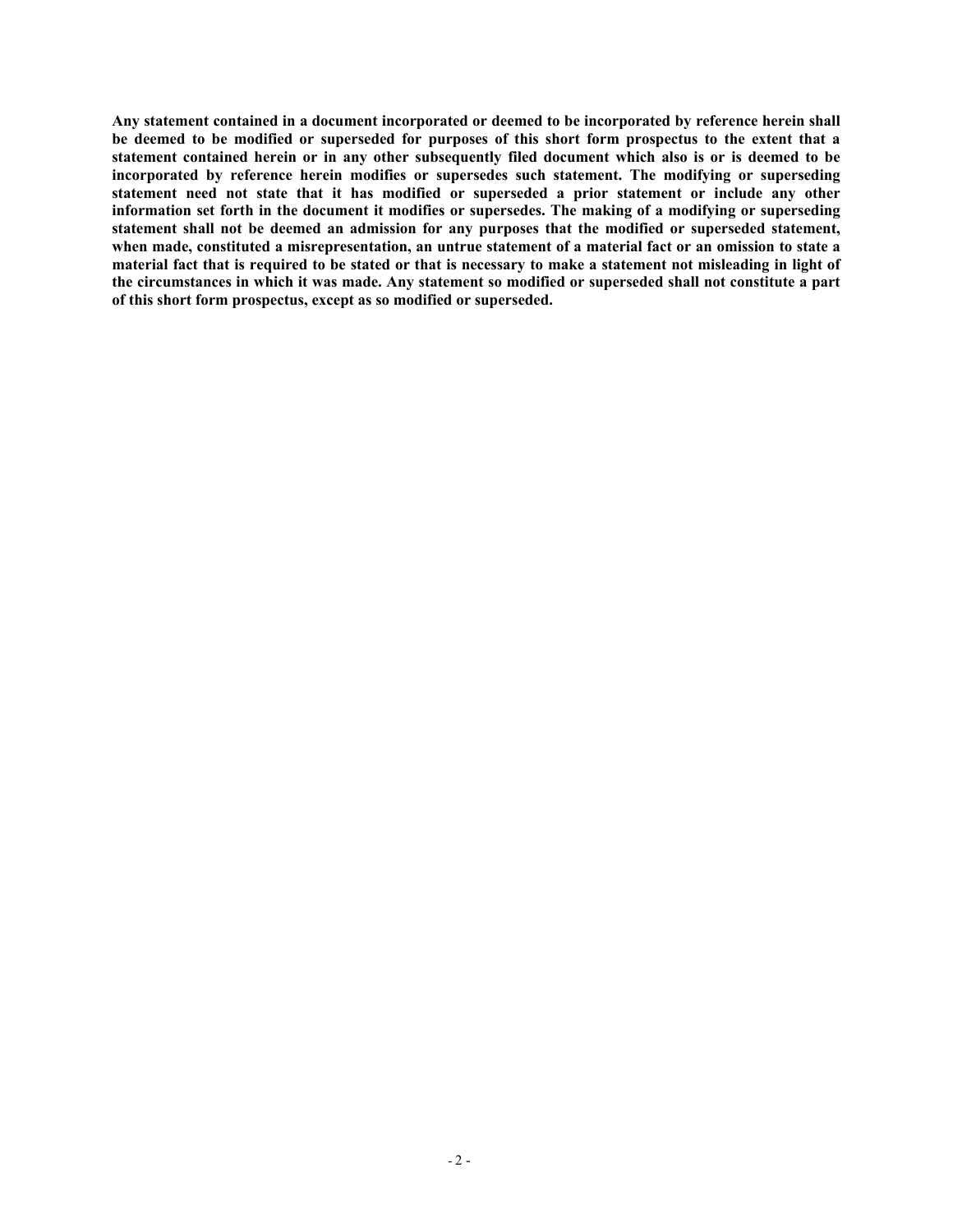**Any statement contained in a document incorporated or deemed to be incorporated by reference herein shall be deemed to be modified or superseded for purposes of this short form prospectus to the extent that a statement contained herein or in any other subsequently filed document which also is or is deemed to be incorporated by reference herein modifies or supersedes such statement. The modifying or superseding statement need not state that it has modified or superseded a prior statement or include any other information set forth in the document it modifies or supersedes. The making of a modifying or superseding statement shall not be deemed an admission for any purposes that the modified or superseded statement, when made, constituted a misrepresentation, an untrue statement of a material fact or an omission to state a material fact that is required to be stated or that is necessary to make a statement not misleading in light of the circumstances in which it was made. Any statement so modified or superseded shall not constitute a part of this short form prospectus, except as so modified or superseded.**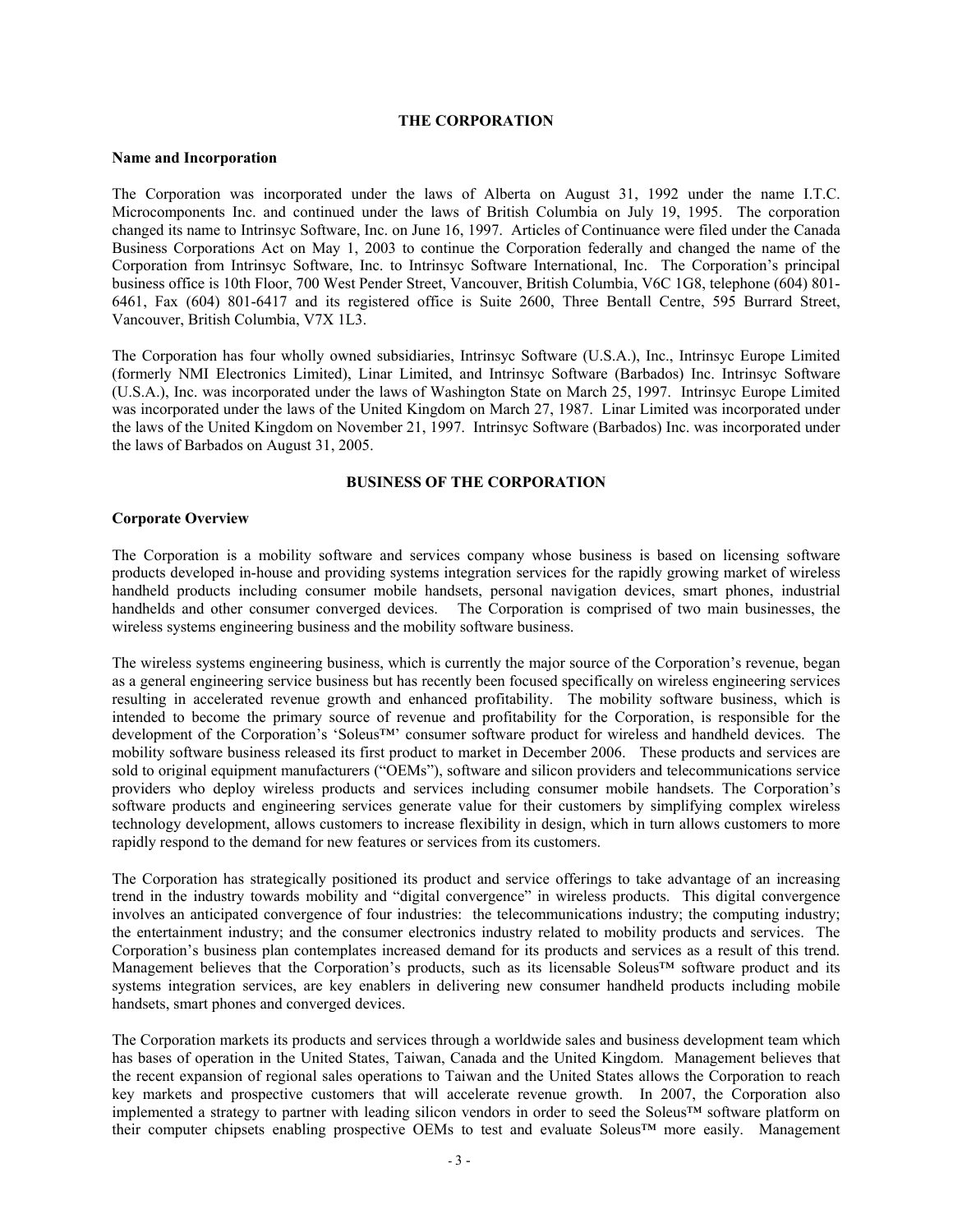## THE CORPORATION

### Name and Incorporation

The Corporation was incorporated under the laws of Alberta on August 31, 1992 under the name I.T.C. Microcomponents Inc. and continued under the laws of British Columbia on July 19, 1995. The corporation changed its name to Intrinsyc Software, Inc. on June 16, 1997. Articles of Continuance were filed under the Canada Business Corporations Act on May 1, 2003 to continue the Corporation federally and changed the name of the Corporation from Intrinsyc Software, Inc. to Intrinsyc Software International, Inc. The Corporation's principal business office is 10th Floor, 700 West Pender Street, Vancouver, British Columbia, V6C 1G8, telephone (604) 801-6461, Fax (604) 801-6417 and its registered office is Suite 2600, Three Bentall Centre, 595 Burrard Street, Vancouver, British Columbia, V7X 1L3.

The Corporation has four wholly owned subsidiaries, Intrinsyc Software (U.S.A.), Inc., Intrinsyc Europe Limited (formerly NMI Electronics Limited), Linar Limited, and Intrinsyc Software (Barbados) Inc. Intrinsyc Software (U.S.A.), Inc. was incorporated under the laws of Washington State on March 25, 1997. Intrinsyc Europe Limited was incorporated under the laws of the United Kingdom on March 27, 1987. Linar Limited was incorporated under the laws of the United Kingdom on November 21, 1997. Intrinsyc Software (Barbados) Inc. was incorporated under the laws of Barbados on August 31, 2005.

## BUSINESS OF THE CORPORATION

### Corporate Overview

The Corporation is a mobility software and services company whose business is based on licensing software products developed in-house and providing systems integration services for the rapidly growing market of wireless handheld products including consumer mobile handsets, personal navigation devices, smart phones, industrial handhelds and other consumer converged devices. The Corporation is comprised of two main businesses, the wireless systems engineering business and the mobility software business.

The wireless systems engineering business, which is currently the major source of the Corporation's revenue, began as a general engineering service business but has recently been focused specifically on wireless engineering services resulting in accelerated revenue growth and enhanced profitability. The mobility software business, which is intended to become the primary source of revenue and profitability for the Corporation, is responsible for the development of the Corporation's 'Soleus™' consumer software product for wireless and handheld devices. The mobility software business released its first product to market in December 2006. These products and services are sold to original equipment manufacturers ("OEMs"), software and silicon providers and telecommunications service providers who deploy wireless products and services including consumer mobile handsets. The Corporation's software products and engineering services generate value for their customers by simplifying complex wireless technology development, allows customers to increase flexibility in design, which in turn allows customers to more rapidly respond to the demand for new features or services from its customers.

The Corporation has strategically positioned its product and service offerings to take advantage of an increasing trend in the industry towards mobility and "digital convergence" in wireless products. This digital convergence involves an anticipated convergence of four industries: the telecommunications industry; the computing industry; the entertainment industry; and the consumer electronics industry related to mobility products and services. The Corporation's business plan contemplates increased demand for its products and services as a result of this trend. Management believes that the Corporation's products, such as its licensable Soleus™ software product and its systems integration services, are key enablers in delivering new consumer handheld products including mobile handsets, smart phones and converged devices.

The Corporation markets its products and services through a worldwide sales and business development team which has bases of operation in the United States, Taiwan, Canada and the United Kingdom. Management believes that the recent expansion of regional sales operations to Taiwan and the United States allows the Corporation to reach key markets and prospective customers that will accelerate revenue growth. In 2007, the Corporation also implemented a strategy to partner with leading silicon vendors in order to seed the Soleus™ software platform on their computer chipsets enabling prospective OEMs to test and evaluate Soleus™ more easily. Management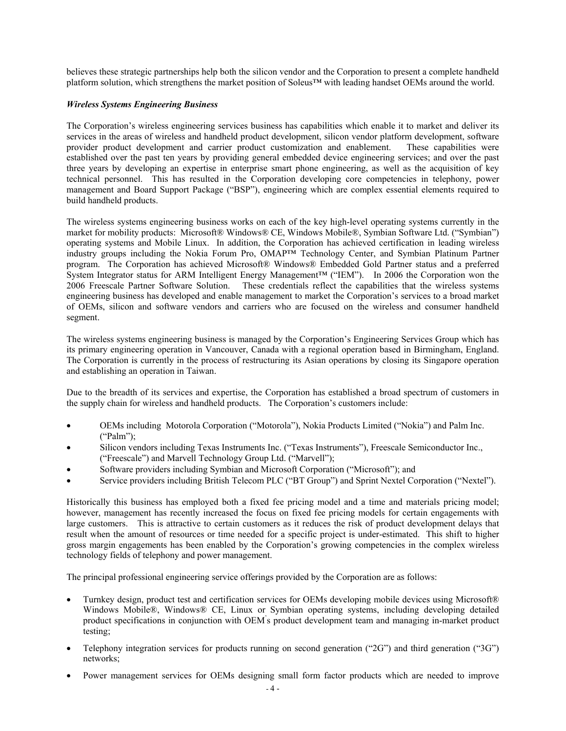believes these strategic partnerships help both the silicon vendor and the Corporation to present a complete handheld platform solution, which strengthens the market position of Soleus™ with leading handset OEMs around the world.

***Wireless Systems Engineering Business***

The Corporation's wireless engineering services business has capabilities which enable it to market and deliver its services in the areas of wireless and handheld product development, silicon vendor platform development, software provider product development and carrier product customization and enablement. These capabilities were established over the past ten years by providing general embedded device engineering services; and over the past three years by developing an expertise in enterprise smart phone engineering, as well as the acquisition of key technical personnel. This has resulted in the Corporation developing core competencies in telephony, power management and Board Support Package ("BSP"), engineering which are complex essential elements required to build handheld products.

The wireless systems engineering business works on each of the key high-level operating systems currently in the market for mobility products: Microsoft® Windows® CE, Windows Mobile®, Symbian Software Ltd. ("Symbian") operating systems and Mobile Linux. In addition, the Corporation has achieved certification in leading wireless industry groups including the Nokia Forum Pro, OMAP™ Technology Center, and Symbian Platinum Partner program. The Corporation has achieved Microsoft® Windows® Embedded Gold Partner status and a preferred System Integrator status for ARM Intelligent Energy Management™ ("IEM"). In 2006 the Corporation won the 2006 Freescale Partner Software Solution. These credentials reflect the capabilities that the wireless systems engineering business has developed and enable management to market the Corporation's services to a broad market of OEMs, silicon and software vendors and carriers who are focused on the wireless and consumer handheld segment.

The wireless systems engineering business is managed by the Corporation's Engineering Services Group which has its primary engineering operation in Vancouver, Canada with a regional operation based in Birmingham, England. The Corporation is currently in the process of restructuring its Asian operations by closing its Singapore operation and establishing an operation in Taiwan.

Due to the breadth of its services and expertise, the Corporation has established a broad spectrum of customers in the supply chain for wireless and handheld products. The Corporation's customers include:

- OEMs including Motorola Corporation ("Motorola"), Nokia Products Limited ("Nokia") and Palm Inc. ("Palm");
- Silicon vendors including Texas Instruments Inc. ("Texas Instruments"), Freescale Semiconductor Inc., ("Freescale") and Marvell Technology Group Ltd. ("Marvell");
- Software providers including Symbian and Microsoft Corporation ("Microsoft"); and
- Service providers including British Telecom PLC ("BT Group") and Sprint Nextel Corporation ("Nextel").

Historically this business has employed both a fixed fee pricing model and a time and materials pricing model; however, management has recently increased the focus on fixed fee pricing models for certain engagements with large customers. This is attractive to certain customers as it reduces the risk of product development delays that result when the amount of resources or time needed for a specific project is under-estimated. This shift to higher gross margin engagements has been enabled by the Corporation's growing competencies in the complex wireless technology fields of telephony and power management.

The principal professional engineering service offerings provided by the Corporation are as follows:

- Turnkey design, product test and certification services for OEMs developing mobile devices using Microsoft® Windows Mobile®, Windows® CE, Linux or Symbian operating systems, including developing detailed product specifications in conjunction with OEM's product development team and managing in-market product testing;
- Telephony integration services for products running on second generation ("2G") and third generation ("3G") networks;
- Power management services for OEMs designing small form factor products which are needed to improve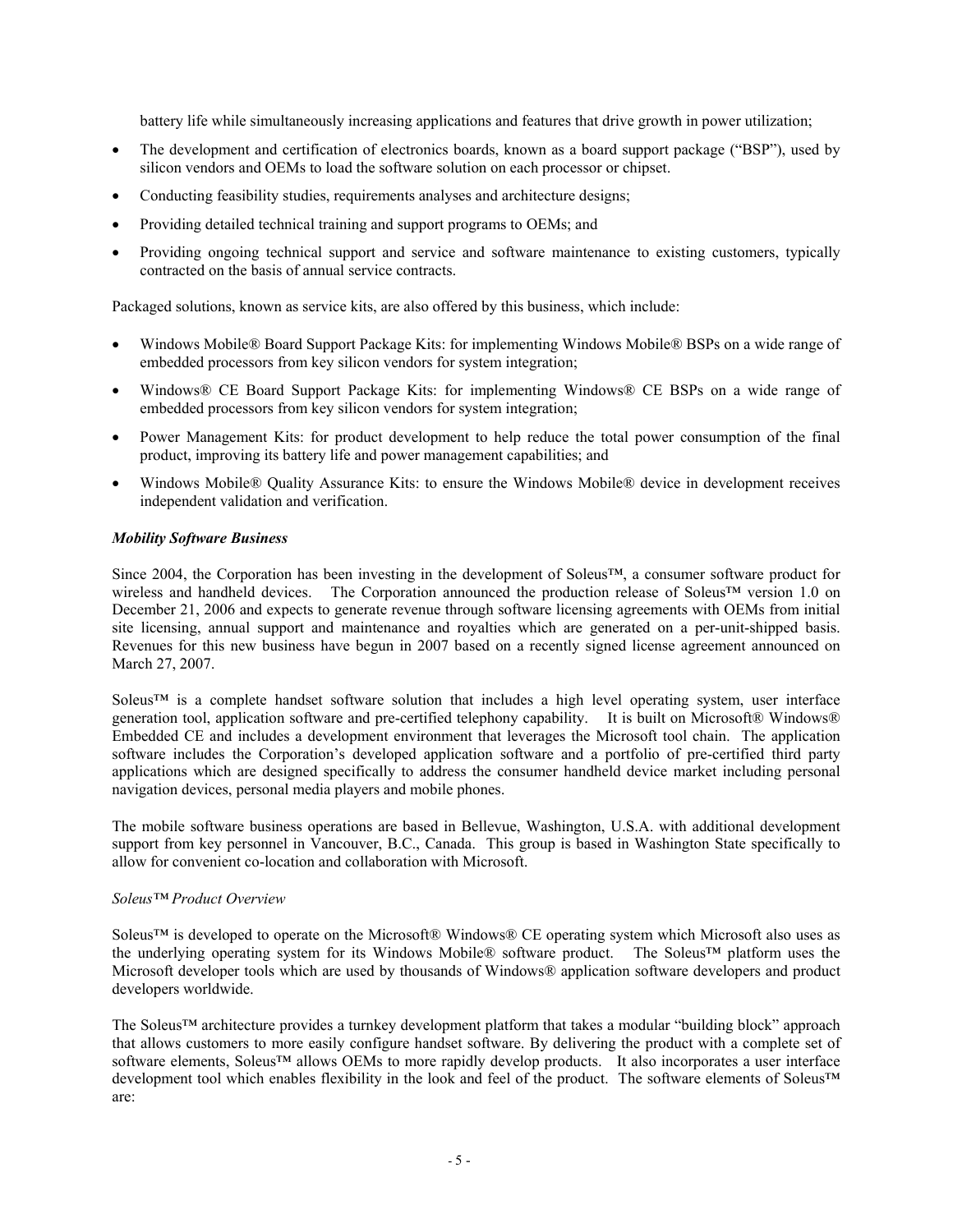battery life while simultaneously increasing applications and features that drive growth in power utilization;

- The development and certification of electronics boards, known as a board support package ("BSP"), used by silicon vendors and OEMs to load the software solution on each processor or chipset.
- Conducting feasibility studies, requirements analyses and architecture designs;
- Providing detailed technical training and support programs to OEMs; and
- Providing ongoing technical support and service and software maintenance to existing customers, typically contracted on the basis of annual service contracts.

Packaged solutions, known as service kits, are also offered by this business, which include:

- Windows Mobile® Board Support Package Kits: for implementing Windows Mobile® BSPs on a wide range of embedded processors from key silicon vendors for system integration;
- Windows® CE Board Support Package Kits: for implementing Windows® CE BSPs on a wide range of embedded processors from key silicon vendors for system integration;
- Power Management Kits: for product development to help reduce the total power consumption of the final product, improving its battery life and power management capabilities; and
- Windows Mobile® Quality Assurance Kits: to ensure the Windows Mobile® device in development receives independent validation and verification.

***Mobility Software Business***

Since 2004, the Corporation has been investing in the development of Soleus™, a consumer software product for wireless and handheld devices. The Corporation announced the production release of Soleus™ version 1.0 on December 21, 2006 and expects to generate revenue through software licensing agreements with OEMs from initial site licensing, annual support and maintenance and royalties which are generated on a per-unit-shipped basis. Revenues for this new business have begun in 2007 based on a recently signed license agreement announced on March 27, 2007.

Soleus™ is a complete handset software solution that includes a high level operating system, user interface generation tool, application software and pre-certified telephony capability. It is built on Microsoft® Windows® Embedded CE and includes a development environment that leverages the Microsoft tool chain. The application software includes the Corporation's developed application software and a portfolio of pre-certified third party applications which are designed specifically to address the consumer handheld device market including personal navigation devices, personal media players and mobile phones.

The mobile software business operations are based in Bellevue, Washington, U.S.A. with additional development support from key personnel in Vancouver, B.C., Canada. This group is based in Washington State specifically to allow for convenient co-location and collaboration with Microsoft.

*Soleus™ Product Overview*

Soleus™ is developed to operate on the Microsoft® Windows® CE operating system which Microsoft also uses as the underlying operating system for its Windows Mobile® software product. The Soleus™ platform uses the Microsoft developer tools which are used by thousands of Windows® application software developers and product developers worldwide.

The Soleus™ architecture provides a turnkey development platform that takes a modular "building block" approach that allows customers to more easily configure handset software. By delivering the product with a complete set of software elements, Soleus™ allows OEMs to more rapidly develop products. It also incorporates a user interface development tool which enables flexibility in the look and feel of the product. The software elements of Soleus™ are: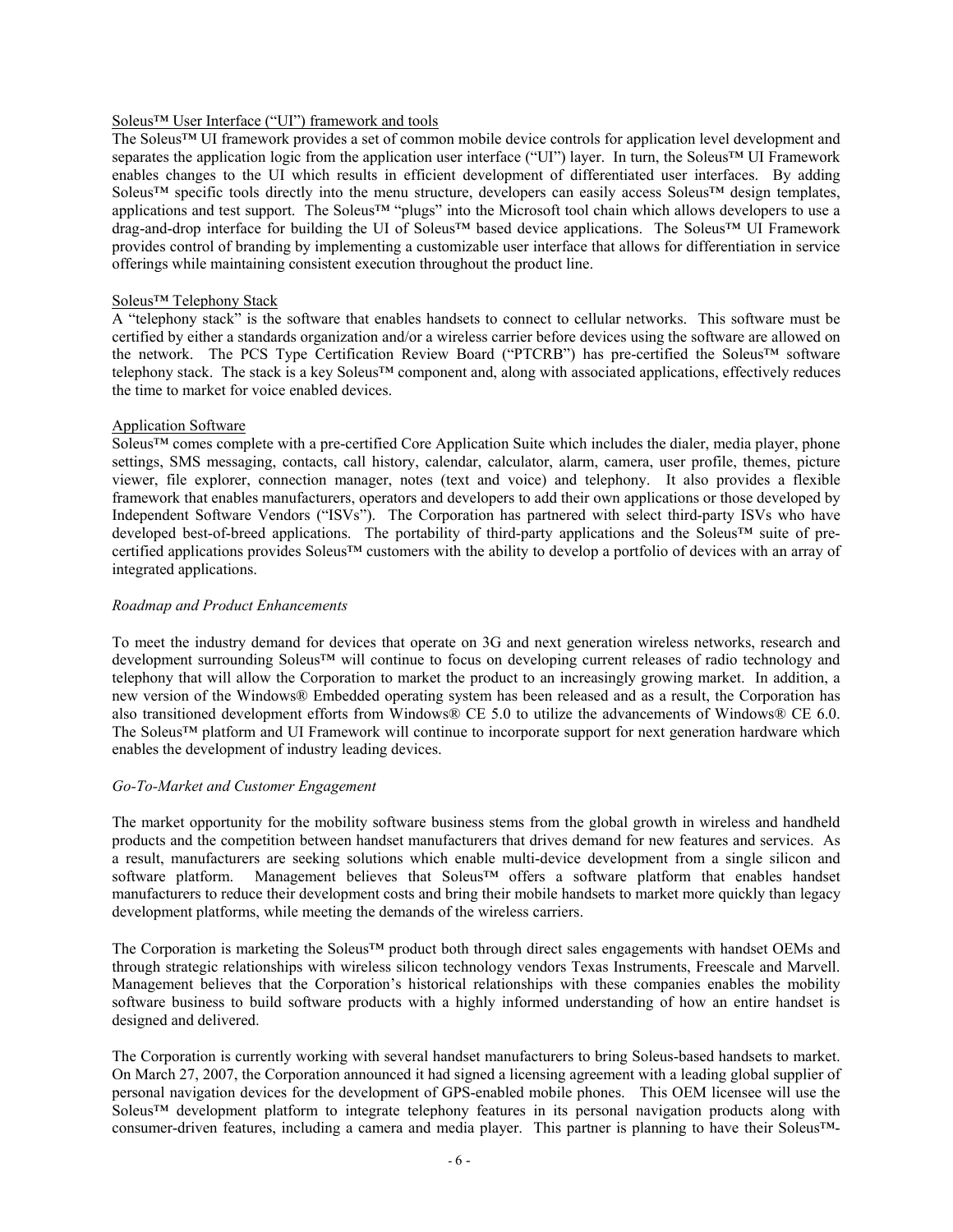Soleus™ User Interface ("UI") framework and tools

The Soleus™ UI framework provides a set of common mobile device controls for application level development and separates the application logic from the application user interface ("UI") layer. In turn, the Soleus™ UI Framework enables changes to the UI which results in efficient development of differentiated user interfaces. By adding Soleus™ specific tools directly into the menu structure, developers can easily access Soleus™ design templates, applications and test support. The Soleus™ "plugs" into the Microsoft tool chain which allows developers to use a drag-and-drop interface for building the UI of Soleus™ based device applications. The Soleus™ UI Framework provides control of branding by implementing a customizable user interface that allows for differentiation in service offerings while maintaining consistent execution throughout the product line.

Soleus™ Telephony Stack

A "telephony stack" is the software that enables handsets to connect to cellular networks. This software must be certified by either a standards organization and/or a wireless carrier before devices using the software are allowed on the network. The PCS Type Certification Review Board ("PTCRB") has pre-certified the Soleus™ software telephony stack. The stack is a key Soleus™ component and, along with associated applications, effectively reduces the time to market for voice enabled devices.

Application Software

Soleus™ comes complete with a pre-certified Core Application Suite which includes the dialer, media player, phone settings, SMS messaging, contacts, call history, calendar, calculator, alarm, camera, user profile, themes, picture viewer, file explorer, connection manager, notes (text and voice) and telephony. It also provides a flexible framework that enables manufacturers, operators and developers to add their own applications or those developed by Independent Software Vendors ("ISVs"). The Corporation has partnered with select third-party ISVs who have developed best-of-breed applications. The portability of third-party applications and the Soleus™ suite of pre-certified applications provides Soleus™ customers with the ability to develop a portfolio of devices with an array of integrated applications.

*Roadmap and Product Enhancements*

To meet the industry demand for devices that operate on 3G and next generation wireless networks, research and development surrounding Soleus™ will continue to focus on developing current releases of radio technology and telephony that will allow the Corporation to market the product to an increasingly growing market. In addition, a new version of the Windows® Embedded operating system has been released and as a result, the Corporation has also transitioned development efforts from Windows® CE 5.0 to utilize the advancements of Windows® CE 6.0. The Soleus™ platform and UI Framework will continue to incorporate support for next generation hardware which enables the development of industry leading devices.

*Go-To-Market and Customer Engagement*

The market opportunity for the mobility software business stems from the global growth in wireless and handheld products and the competition between handset manufacturers that drives demand for new features and services. As a result, manufacturers are seeking solutions which enable multi-device development from a single silicon and software platform. Management believes that Soleus™ offers a software platform that enables handset manufacturers to reduce their development costs and bring their mobile handsets to market more quickly than legacy development platforms, while meeting the demands of the wireless carriers.

The Corporation is marketing the Soleus™ product both through direct sales engagements with handset OEMs and through strategic relationships with wireless silicon technology vendors Texas Instruments, Freescale and Marvell. Management believes that the Corporation's historical relationships with these companies enables the mobility software business to build software products with a highly informed understanding of how an entire handset is designed and delivered.

The Corporation is currently working with several handset manufacturers to bring Soleus-based handsets to market. On March 27, 2007, the Corporation announced it had signed a licensing agreement with a leading global supplier of personal navigation devices for the development of GPS-enabled mobile phones. This OEM licensee will use the Soleus™ development platform to integrate telephony features in its personal navigation products along with consumer-driven features, including a camera and media player. This partner is planning to have their Soleus™-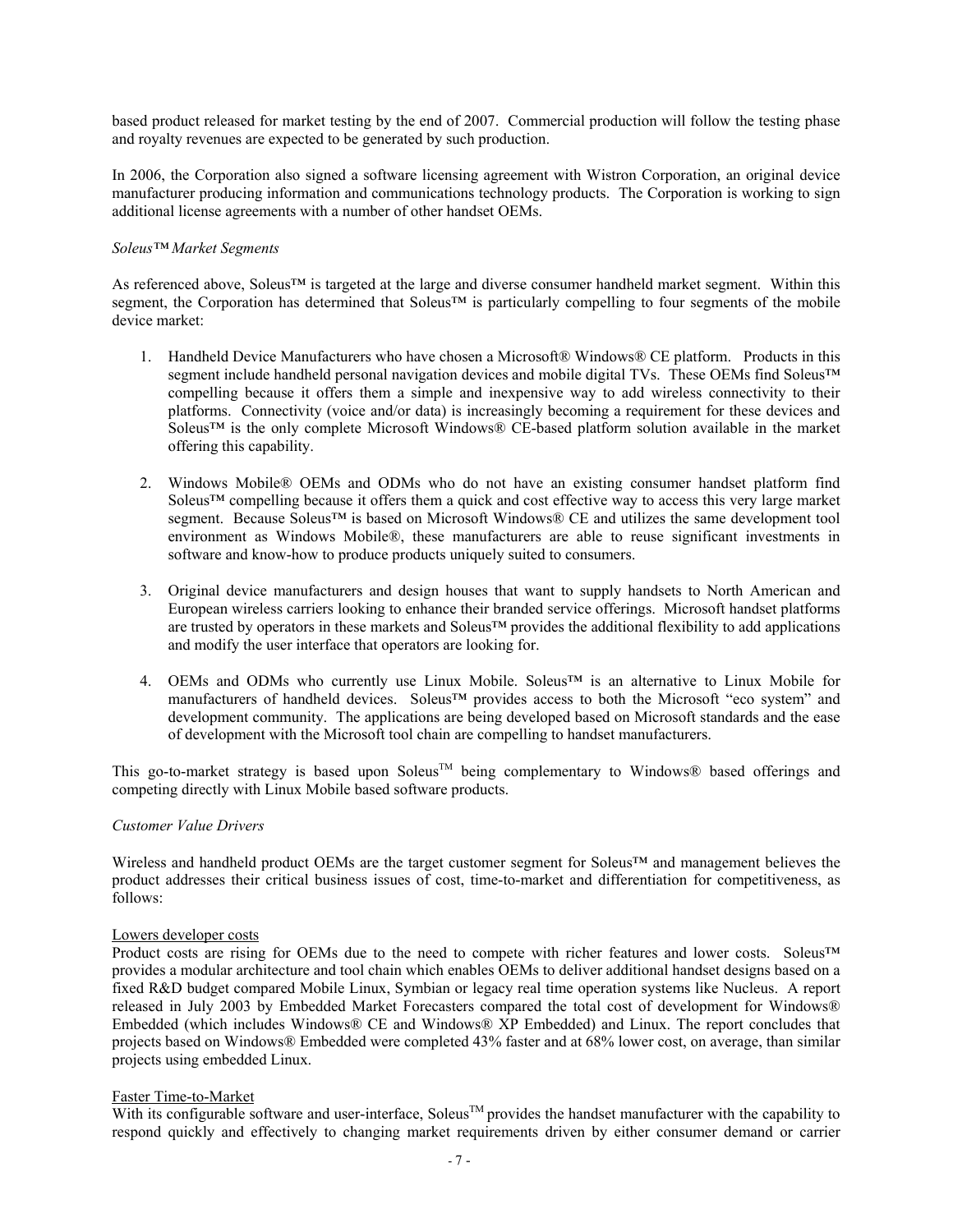based product released for market testing by the end of 2007. Commercial production will follow the testing phase and royalty revenues are expected to be generated by such production.

In 2006, the Corporation also signed a software licensing agreement with Wistron Corporation, an original device manufacturer producing information and communications technology products. The Corporation is working to sign additional license agreements with a number of other handset OEMs.

*Soleus™ Market Segments*

As referenced above, Soleus™ is targeted at the large and diverse consumer handheld market segment. Within this segment, the Corporation has determined that Soleus™ is particularly compelling to four segments of the mobile device market:

1. Handheld Device Manufacturers who have chosen a Microsoft® Windows® CE platform. Products in this segment include handheld personal navigation devices and mobile digital TVs. These OEMs find Soleus™ compelling because it offers them a simple and inexpensive way to add wireless connectivity to their platforms. Connectivity (voice and/or data) is increasingly becoming a requirement for these devices and Soleus™ is the only complete Microsoft Windows® CE-based platform solution available in the market offering this capability.

2. Windows Mobile® OEMs and ODMs who do not have an existing consumer handset platform find Soleus™ compelling because it offers them a quick and cost effective way to access this very large market segment. Because Soleus™ is based on Microsoft Windows® CE and utilizes the same development tool environment as Windows Mobile®, these manufacturers are able to reuse significant investments in software and know-how to produce products uniquely suited to consumers.

3. Original device manufacturers and design houses that want to supply handsets to North American and European wireless carriers looking to enhance their branded service offerings. Microsoft handset platforms are trusted by operators in these markets and Soleus™ provides the additional flexibility to add applications and modify the user interface that operators are looking for.

4. OEMs and ODMs who currently use Linux Mobile. Soleus™ is an alternative to Linux Mobile for manufacturers of handheld devices. Soleus™ provides access to both the Microsoft "eco system" and development community. The applications are being developed based on Microsoft standards and the ease of development with the Microsoft tool chain are compelling to handset manufacturers.

This go-to-market strategy is based upon Soleus™ being complementary to Windows® based offerings and competing directly with Linux Mobile based software products.

*Customer Value Drivers*

Wireless and handheld product OEMs are the target customer segment for Soleus™ and management believes the product addresses their critical business issues of cost, time-to-market and differentiation for competitiveness, as follows:

Lowers developer costs

Product costs are rising for OEMs due to the need to compete with richer features and lower costs. Soleus™ provides a modular architecture and tool chain which enables OEMs to deliver additional handset designs based on a fixed R&D budget compared Mobile Linux, Symbian or legacy real time operation systems like Nucleus. A report released in July 2003 by Embedded Market Forecasters compared the total cost of development for Windows® Embedded (which includes Windows® CE and Windows® XP Embedded) and Linux. The report concludes that projects based on Windows® Embedded were completed 43% faster and at 68% lower cost, on average, than similar projects using embedded Linux.

Faster Time-to-Market

With its configurable software and user-interface, Soleus™ provides the handset manufacturer with the capability to respond quickly and effectively to changing market requirements driven by either consumer demand or carrier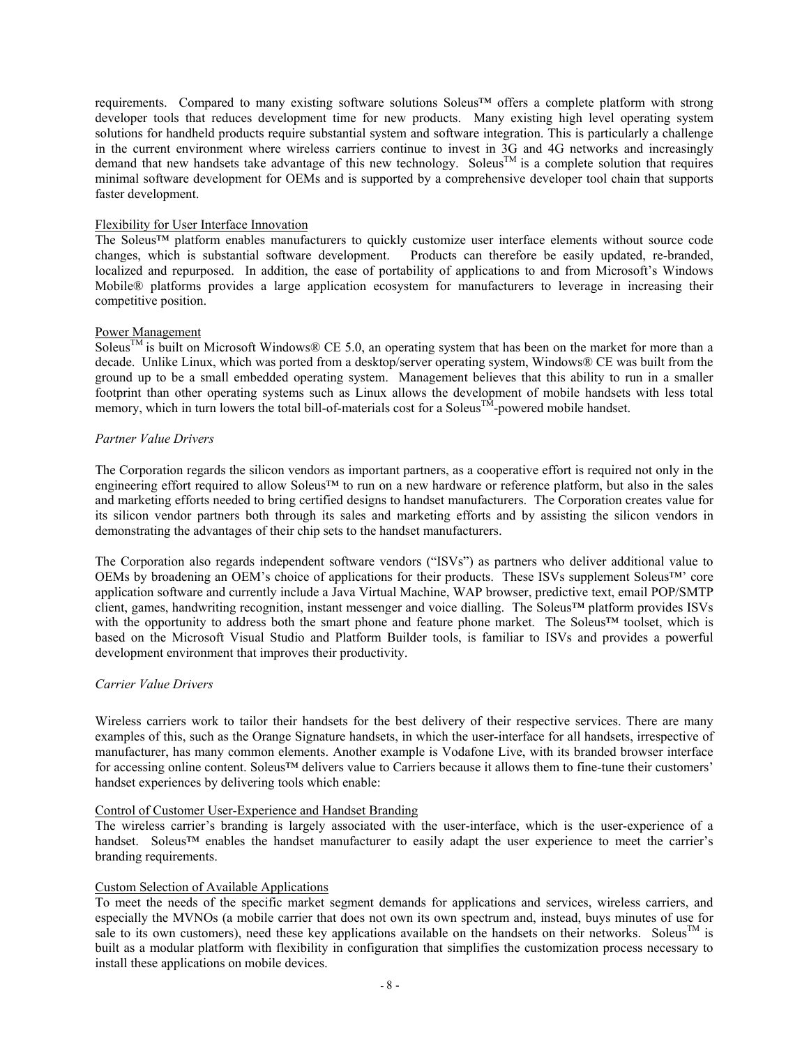requirements. Compared to many existing software solutions Soleus™ offers a complete platform with strong developer tools that reduces development time for new products. Many existing high level operating system solutions for handheld products require substantial system and software integration. This is particularly a challenge in the current environment where wireless carriers continue to invest in 3G and 4G networks and increasingly demand that new handsets take advantage of this new technology. Soleus™ is a complete solution that requires minimal software development for OEMs and is supported by a comprehensive developer tool chain that supports faster development.

Flexibility for User Interface Innovation

The Soleus™ platform enables manufacturers to quickly customize user interface elements without source code changes, which is substantial software development. Products can therefore be easily updated, re-branded, localized and repurposed. In addition, the ease of portability of applications to and from Microsoft's Windows Mobile® platforms provides a large application ecosystem for manufacturers to leverage in increasing their competitive position.

Power Management

Soleus™ is built on Microsoft Windows® CE 5.0, an operating system that has been on the market for more than a decade. Unlike Linux, which was ported from a desktop/server operating system, Windows® CE was built from the ground up to be a small embedded operating system. Management believes that this ability to run in a smaller footprint than other operating systems such as Linux allows the development of mobile handsets with less total memory, which in turn lowers the total bill-of-materials cost for a Soleus™-powered mobile handset.

*Partner Value Drivers*

The Corporation regards the silicon vendors as important partners, as a cooperative effort is required not only in the engineering effort required to allow Soleus™ to run on a new hardware or reference platform, but also in the sales and marketing efforts needed to bring certified designs to handset manufacturers. The Corporation creates value for its silicon vendor partners both through its sales and marketing efforts and by assisting the silicon vendors in demonstrating the advantages of their chip sets to the handset manufacturers.

The Corporation also regards independent software vendors ("ISVs") as partners who deliver additional value to OEMs by broadening an OEM's choice of applications for their products. These ISVs supplement Soleus™' core application software and currently include a Java Virtual Machine, WAP browser, predictive text, email POP/SMTP client, games, handwriting recognition, instant messenger and voice dialling. The Soleus™ platform provides ISVs with the opportunity to address both the smart phone and feature phone market. The Soleus™ toolset, which is based on the Microsoft Visual Studio and Platform Builder tools, is familiar to ISVs and provides a powerful development environment that improves their productivity.

*Carrier Value Drivers*

Wireless carriers work to tailor their handsets for the best delivery of their respective services. There are many examples of this, such as the Orange Signature handsets, in which the user-interface for all handsets, irrespective of manufacturer, has many common elements. Another example is Vodafone Live, with its branded browser interface for accessing online content. Soleus™ delivers value to Carriers because it allows them to fine-tune their customers' handset experiences by delivering tools which enable:

Control of Customer User-Experience and Handset Branding

The wireless carrier's branding is largely associated with the user-interface, which is the user-experience of a handset. Soleus™ enables the handset manufacturer to easily adapt the user experience to meet the carrier's branding requirements.

Custom Selection of Available Applications

To meet the needs of the specific market segment demands for applications and services, wireless carriers, and especially the MVNOs (a mobile carrier that does not own its own spectrum and, instead, buys minutes of use for sale to its own customers), need these key applications available on the handsets on their networks. Soleus™ is built as a modular platform with flexibility in configuration that simplifies the customization process necessary to install these applications on mobile devices.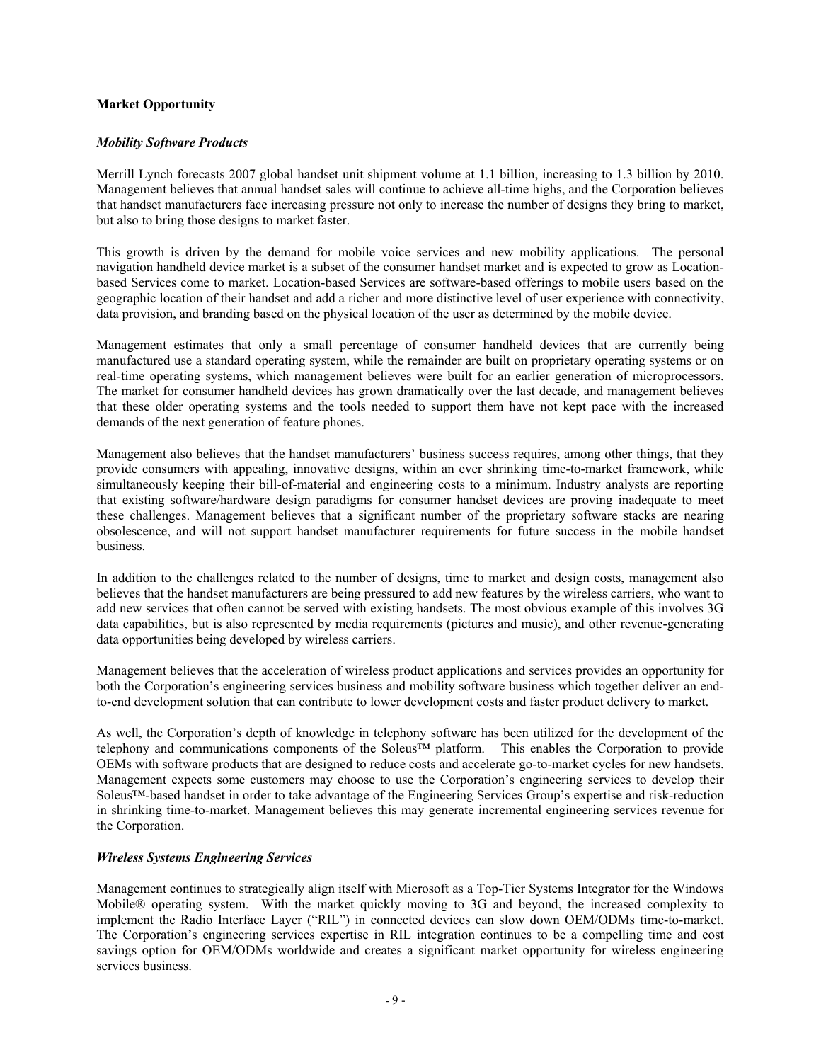**Market Opportunity**

***Mobility Software Products***

Merrill Lynch forecasts 2007 global handset unit shipment volume at 1.1 billion, increasing to 1.3 billion by 2010. Management believes that annual handset sales will continue to achieve all-time highs, and the Corporation believes that handset manufacturers face increasing pressure not only to increase the number of designs they bring to market, but also to bring those designs to market faster.

This growth is driven by the demand for mobile voice services and new mobility applications. The personal navigation handheld device market is a subset of the consumer handset market and is expected to grow as Location-based Services come to market. Location-based Services are software-based offerings to mobile users based on the geographic location of their handset and add a richer and more distinctive level of user experience with connectivity, data provision, and branding based on the physical location of the user as determined by the mobile device.

Management estimates that only a small percentage of consumer handheld devices that are currently being manufactured use a standard operating system, while the remainder are built on proprietary operating systems or on real-time operating systems, which management believes were built for an earlier generation of microprocessors. The market for consumer handheld devices has grown dramatically over the last decade, and management believes that these older operating systems and the tools needed to support them have not kept pace with the increased demands of the next generation of feature phones.

Management also believes that the handset manufacturers' business success requires, among other things, that they provide consumers with appealing, innovative designs, within an ever shrinking time-to-market framework, while simultaneously keeping their bill-of-material and engineering costs to a minimum. Industry analysts are reporting that existing software/hardware design paradigms for consumer handset devices are proving inadequate to meet these challenges. Management believes that a significant number of the proprietary software stacks are nearing obsolescence, and will not support handset manufacturer requirements for future success in the mobile handset business.

In addition to the challenges related to the number of designs, time to market and design costs, management also believes that the handset manufacturers are being pressured to add new features by the wireless carriers, who want to add new services that often cannot be served with existing handsets. The most obvious example of this involves 3G data capabilities, but is also represented by media requirements (pictures and music), and other revenue-generating data opportunities being developed by wireless carriers.

Management believes that the acceleration of wireless product applications and services provides an opportunity for both the Corporation's engineering services business and mobility software business which together deliver an end-to-end development solution that can contribute to lower development costs and faster product delivery to market.

As well, the Corporation's depth of knowledge in telephony software has been utilized for the development of the telephony and communications components of the Soleus™ platform. This enables the Corporation to provide OEMs with software products that are designed to reduce costs and accelerate go-to-market cycles for new handsets. Management expects some customers may choose to use the Corporation's engineering services to develop their Soleus™-based handset in order to take advantage of the Engineering Services Group's expertise and risk-reduction in shrinking time-to-market. Management believes this may generate incremental engineering services revenue for the Corporation.

***Wireless Systems Engineering Services***

Management continues to strategically align itself with Microsoft as a Top-Tier Systems Integrator for the Windows Mobile® operating system. With the market quickly moving to 3G and beyond, the increased complexity to implement the Radio Interface Layer ("RIL") in connected devices can slow down OEM/ODMs time-to-market. The Corporation's engineering services expertise in RIL integration continues to be a compelling time and cost savings option for OEM/ODMs worldwide and creates a significant market opportunity for wireless engineering services business.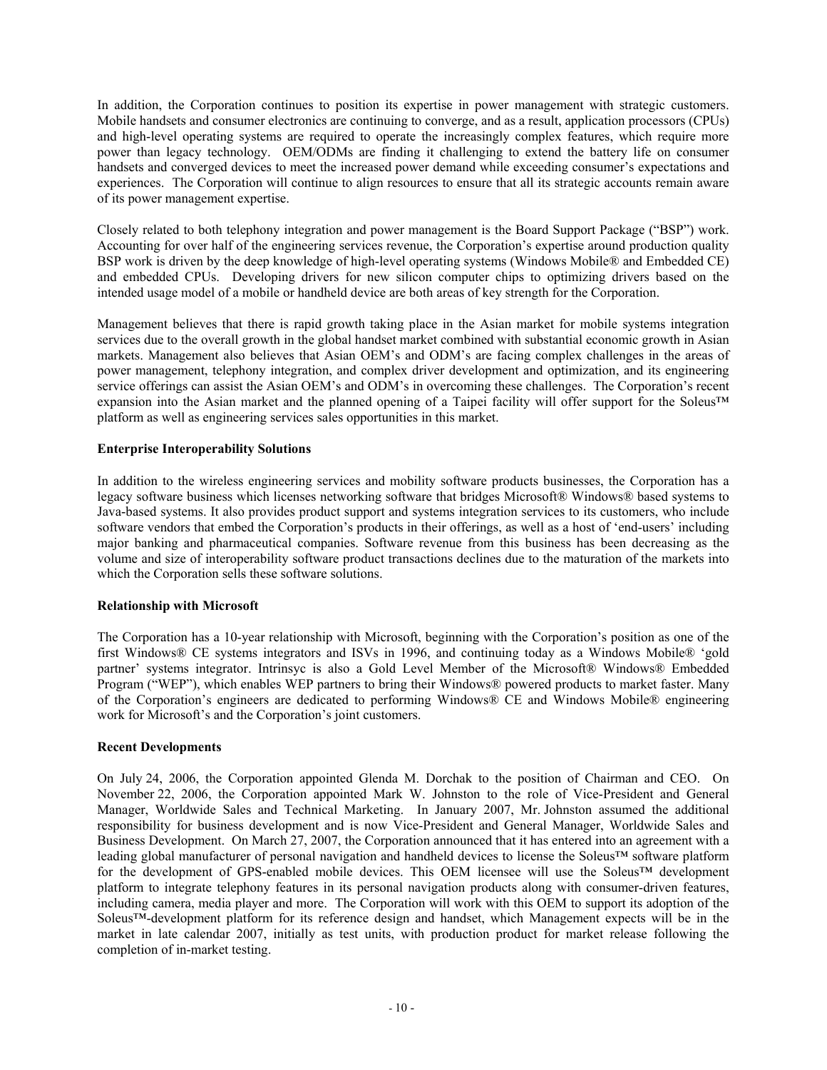In addition, the Corporation continues to position its expertise in power management with strategic customers. Mobile handsets and consumer electronics are continuing to converge, and as a result, application processors (CPUs) and high-level operating systems are required to operate the increasingly complex features, which require more power than legacy technology. OEM/ODMs are finding it challenging to extend the battery life on consumer handsets and converged devices to meet the increased power demand while exceeding consumer's expectations and experiences. The Corporation will continue to align resources to ensure that all its strategic accounts remain aware of its power management expertise.

Closely related to both telephony integration and power management is the Board Support Package ("BSP") work. Accounting for over half of the engineering services revenue, the Corporation's expertise around production quality BSP work is driven by the deep knowledge of high-level operating systems (Windows Mobile® and Embedded CE) and embedded CPUs. Developing drivers for new silicon computer chips to optimizing drivers based on the intended usage model of a mobile or handheld device are both areas of key strength for the Corporation.

Management believes that there is rapid growth taking place in the Asian market for mobile systems integration services due to the overall growth in the global handset market combined with substantial economic growth in Asian markets. Management also believes that Asian OEM's and ODM's are facing complex challenges in the areas of power management, telephony integration, and complex driver development and optimization, and its engineering service offerings can assist the Asian OEM's and ODM's in overcoming these challenges. The Corporation's recent expansion into the Asian market and the planned opening of a Taipei facility will offer support for the Soleus™ platform as well as engineering services sales opportunities in this market.

**Enterprise Interoperability Solutions**

In addition to the wireless engineering services and mobility software products businesses, the Corporation has a legacy software business which licenses networking software that bridges Microsoft® Windows® based systems to Java-based systems. It also provides product support and systems integration services to its customers, who include software vendors that embed the Corporation's products in their offerings, as well as a host of 'end-users' including major banking and pharmaceutical companies. Software revenue from this business has been decreasing as the volume and size of interoperability software product transactions declines due to the maturation of the markets into which the Corporation sells these software solutions.

**Relationship with Microsoft**

The Corporation has a 10-year relationship with Microsoft, beginning with the Corporation's position as one of the first Windows® CE systems integrators and ISVs in 1996, and continuing today as a Windows Mobile® 'gold partner' systems integrator. Intrinsyc is also a Gold Level Member of the Microsoft® Windows® Embedded Program ("WEP"), which enables WEP partners to bring their Windows® powered products to market faster. Many of the Corporation's engineers are dedicated to performing Windows® CE and Windows Mobile® engineering work for Microsoft's and the Corporation's joint customers.

**Recent Developments**

On July 24, 2006, the Corporation appointed Glenda M. Dorchak to the position of Chairman and CEO. On November 22, 2006, the Corporation appointed Mark W. Johnston to the role of Vice-President and General Manager, Worldwide Sales and Technical Marketing. In January 2007, Mr. Johnston assumed the additional responsibility for business development and is now Vice-President and General Manager, Worldwide Sales and Business Development. On March 27, 2007, the Corporation announced that it has entered into an agreement with a leading global manufacturer of personal navigation and handheld devices to license the Soleus™ software platform for the development of GPS-enabled mobile devices. This OEM licensee will use the Soleus™ development platform to integrate telephony features in its personal navigation products along with consumer-driven features, including camera, media player and more. The Corporation will work with this OEM to support its adoption of the Soleus™-development platform for its reference design and handset, which Management expects will be in the market in late calendar 2007, initially as test units, with production product for market release following the completion of in-market testing.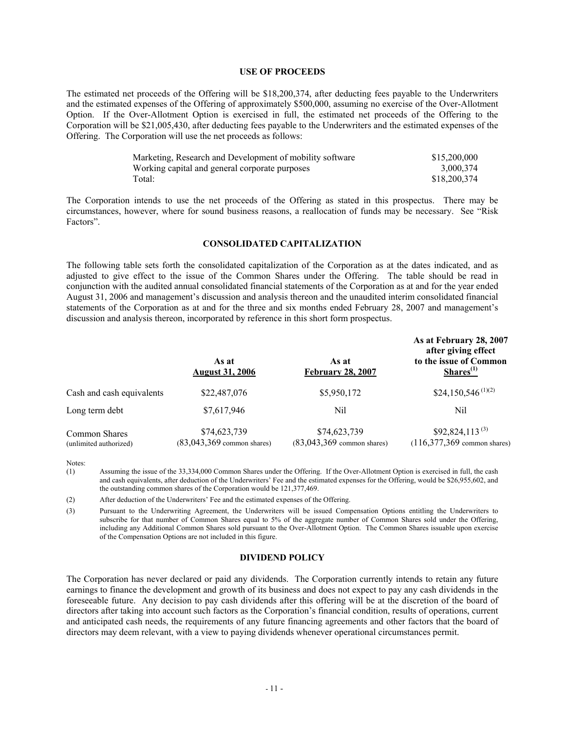## USE OF PROCEEDS

The estimated net proceeds of the Offering will be $18,200,374, after deducting fees payable to the Underwriters and the estimated expenses of the Offering of approximately $500,000, assuming no exercise of the Over-Allotment Option. If the Over-Allotment Option is exercised in full, the estimated net proceeds of the Offering to the Corporation will be $21,005,430, after deducting fees payable to the Underwriters and the estimated expenses of the Offering. The Corporation will use the net proceeds as follows:

| | |
|---|---|
| Marketing, Research and Development of mobility software | $15,200,000 |
| Working capital and general corporate purposes | 3,000,374 |
| Total: | $18,200,374 |

The Corporation intends to use the net proceeds of the Offering as stated in this prospectus. There may be circumstances, however, where for sound business reasons, a reallocation of funds may be necessary. See "Risk Factors".

## CONSOLIDATED CAPITALIZATION

The following table sets forth the consolidated capitalization of the Corporation as at the dates indicated, and as adjusted to give effect to the issue of the Common Shares under the Offering. The table should be read in conjunction with the audited annual consolidated financial statements of the Corporation as at and for the year ended August 31, 2006 and management's discussion and analysis thereon and the unaudited interim consolidated financial statements of the Corporation as at and for the three and six months ended February 28, 2007 and management's discussion and analysis thereon, incorporated by reference in this short form prospectus.

| | As at August 31, 2006 | As at February 28, 2007 | As at February 28, 2007 after giving effect to the issue of Common Shares(1) |
|---|---|---|---|
| Cash and cash equivalents | $22,487,076 | $5,950,172 | $24,150,546 (1)(2) |
| Long term debt | $7,617,946 | Nil | Nil |
| Common Shares (unlimited authorized) | $74,623,739 (83,043,369 common shares) | $74,623,739 (83,043,369 common shares) | $92,824,113 (3) (116,377,369 common shares) |

Notes:

(1) Assuming the issue of the 33,334,000 Common Shares under the Offering. If the Over-Allotment Option is exercised in full, the cash and cash equivalents, after deduction of the Underwriters' Fee and the estimated expenses for the Offering, would be $26,955,602, and the outstanding common shares of the Corporation would be 121,377,469.

(2) After deduction of the Underwriters' Fee and the estimated expenses of the Offering.

(3) Pursuant to the Underwriting Agreement, the Underwriters will be issued Compensation Options entitling the Underwriters to subscribe for that number of Common Shares equal to 5% of the aggregate number of Common Shares sold under the Offering, including any Additional Common Shares sold pursuant to the Over-Allotment Option. The Common Shares issuable upon exercise of the Compensation Options are not included in this figure.

## DIVIDEND POLICY

The Corporation has never declared or paid any dividends. The Corporation currently intends to retain any future earnings to finance the development and growth of its business and does not expect to pay any cash dividends in the foreseeable future. Any decision to pay cash dividends after this offering will be at the discretion of the board of directors after taking into account such factors as the Corporation's financial condition, results of operations, current and anticipated cash needs, the requirements of any future financing agreements and other factors that the board of directors may deem relevant, with a view to paying dividends whenever operational circumstances permit.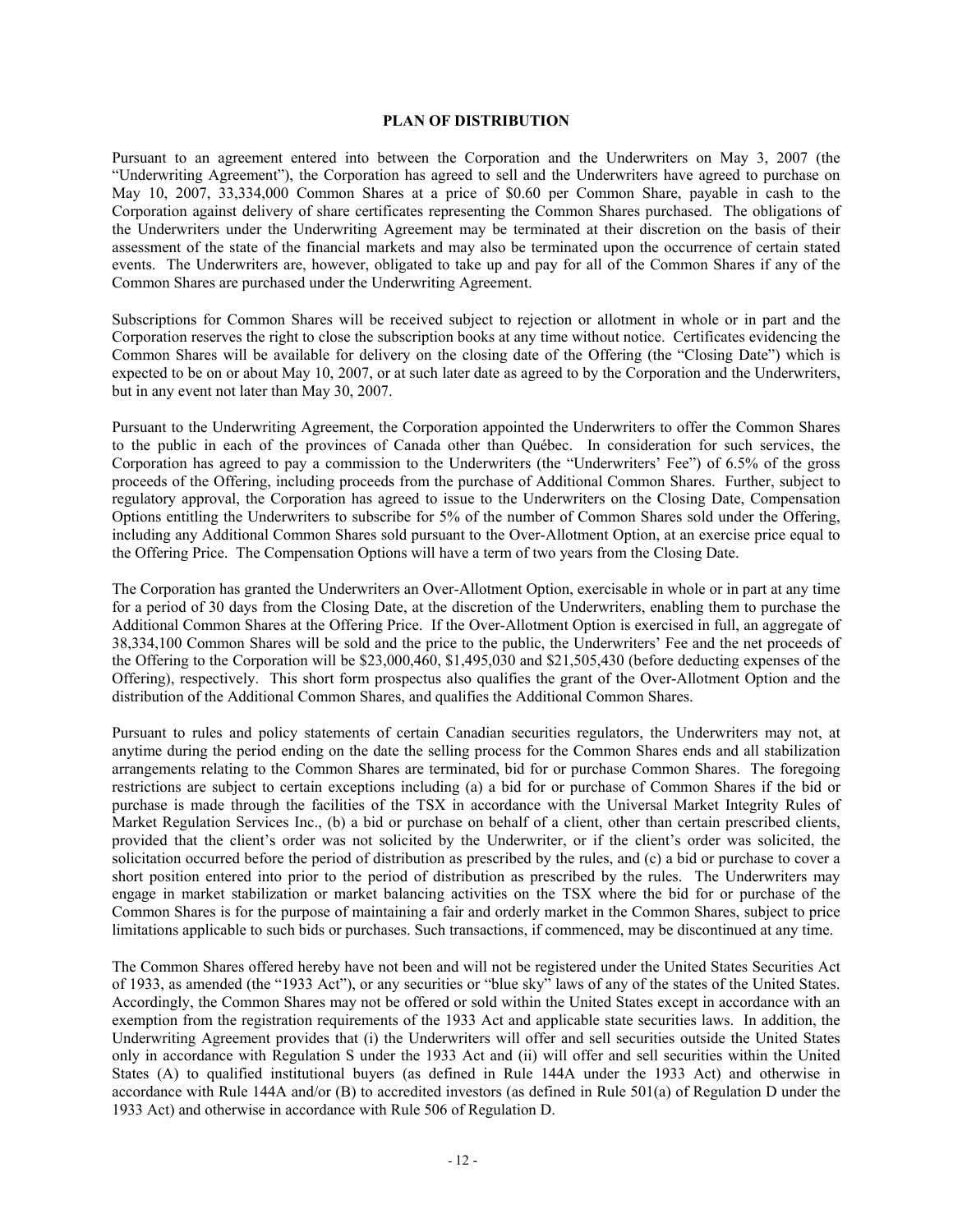## PLAN OF DISTRIBUTION

Pursuant to an agreement entered into between the Corporation and the Underwriters on May 3, 2007 (the "Underwriting Agreement"), the Corporation has agreed to sell and the Underwriters have agreed to purchase on May 10, 2007, 33,334,000 Common Shares at a price of $0.60 per Common Share, payable in cash to the Corporation against delivery of share certificates representing the Common Shares purchased. The obligations of the Underwriters under the Underwriting Agreement may be terminated at their discretion on the basis of their assessment of the state of the financial markets and may also be terminated upon the occurrence of certain stated events. The Underwriters are, however, obligated to take up and pay for all of the Common Shares if any of the Common Shares are purchased under the Underwriting Agreement.

Subscriptions for Common Shares will be received subject to rejection or allotment in whole or in part and the Corporation reserves the right to close the subscription books at any time without notice. Certificates evidencing the Common Shares will be available for delivery on the closing date of the Offering (the "Closing Date") which is expected to be on or about May 10, 2007, or at such later date as agreed to by the Corporation and the Underwriters, but in any event not later than May 30, 2007.

Pursuant to the Underwriting Agreement, the Corporation appointed the Underwriters to offer the Common Shares to the public in each of the provinces of Canada other than Québec. In consideration for such services, the Corporation has agreed to pay a commission to the Underwriters (the "Underwriters' Fee") of 6.5% of the gross proceeds of the Offering, including proceeds from the purchase of Additional Common Shares. Further, subject to regulatory approval, the Corporation has agreed to issue to the Underwriters on the Closing Date, Compensation Options entitling the Underwriters to subscribe for 5% of the number of Common Shares sold under the Offering, including any Additional Common Shares sold pursuant to the Over-Allotment Option, at an exercise price equal to the Offering Price. The Compensation Options will have a term of two years from the Closing Date.

The Corporation has granted the Underwriters an Over-Allotment Option, exercisable in whole or in part at any time for a period of 30 days from the Closing Date, at the discretion of the Underwriters, enabling them to purchase the Additional Common Shares at the Offering Price. If the Over-Allotment Option is exercised in full, an aggregate of 38,334,100 Common Shares will be sold and the price to the public, the Underwriters' Fee and the net proceeds of the Offering to the Corporation will be $23,000,460, $1,495,030 and $21,505,430 (before deducting expenses of the Offering), respectively. This short form prospectus also qualifies the grant of the Over-Allotment Option and the distribution of the Additional Common Shares, and qualifies the Additional Common Shares.

Pursuant to rules and policy statements of certain Canadian securities regulators, the Underwriters may not, at anytime during the period ending on the date the selling process for the Common Shares ends and all stabilization arrangements relating to the Common Shares are terminated, bid for or purchase Common Shares. The foregoing restrictions are subject to certain exceptions including (a) a bid for or purchase of Common Shares if the bid or purchase is made through the facilities of the TSX in accordance with the Universal Market Integrity Rules of Market Regulation Services Inc., (b) a bid or purchase on behalf of a client, other than certain prescribed clients, provided that the client's order was not solicited by the Underwriter, or if the client's order was solicited, the solicitation occurred before the period of distribution as prescribed by the rules, and (c) a bid or purchase to cover a short position entered into prior to the period of distribution as prescribed by the rules. The Underwriters may engage in market stabilization or market balancing activities on the TSX where the bid for or purchase of the Common Shares is for the purpose of maintaining a fair and orderly market in the Common Shares, subject to price limitations applicable to such bids or purchases. Such transactions, if commenced, may be discontinued at any time.

The Common Shares offered hereby have not been and will not be registered under the United States Securities Act of 1933, as amended (the "1933 Act"), or any securities or "blue sky" laws of any of the states of the United States. Accordingly, the Common Shares may not be offered or sold within the United States except in accordance with an exemption from the registration requirements of the 1933 Act and applicable state securities laws. In addition, the Underwriting Agreement provides that (i) the Underwriters will offer and sell securities outside the United States only in accordance with Regulation S under the 1933 Act and (ii) will offer and sell securities within the United States (A) to qualified institutional buyers (as defined in Rule 144A under the 1933 Act) and otherwise in accordance with Rule 144A and/or (B) to accredited investors (as defined in Rule 501(a) of Regulation D under the 1933 Act) and otherwise in accordance with Rule 506 of Regulation D.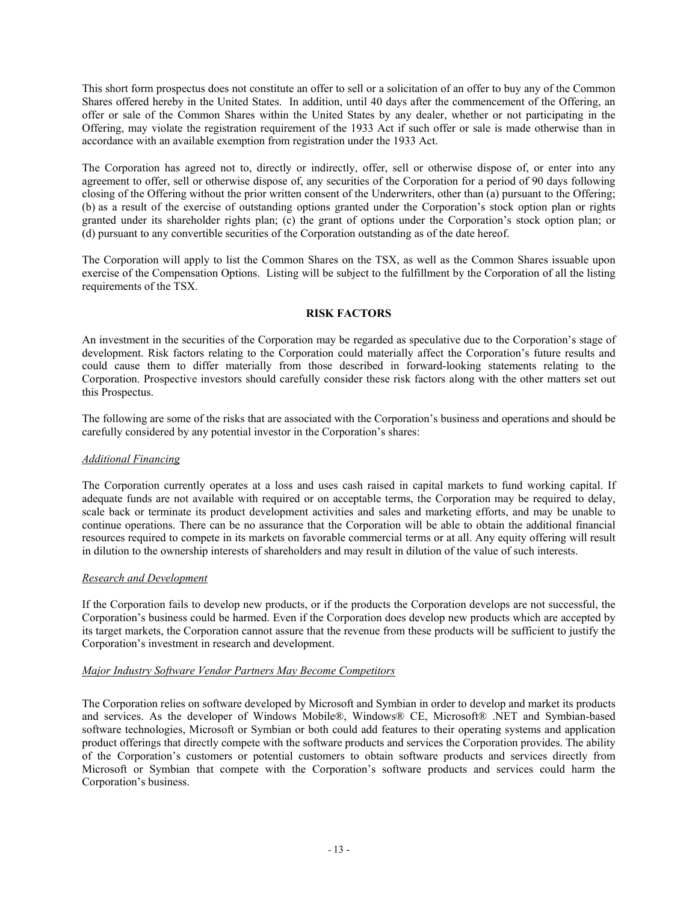This short form prospectus does not constitute an offer to sell or a solicitation of an offer to buy any of the Common Shares offered hereby in the United States. In addition, until 40 days after the commencement of the Offering, an offer or sale of the Common Shares within the United States by any dealer, whether or not participating in the Offering, may violate the registration requirement of the 1933 Act if such offer or sale is made otherwise than in accordance with an available exemption from registration under the 1933 Act.

The Corporation has agreed not to, directly or indirectly, offer, sell or otherwise dispose of, or enter into any agreement to offer, sell or otherwise dispose of, any securities of the Corporation for a period of 90 days following closing of the Offering without the prior written consent of the Underwriters, other than (a) pursuant to the Offering; (b) as a result of the exercise of outstanding options granted under the Corporation's stock option plan or rights granted under its shareholder rights plan; (c) the grant of options under the Corporation's stock option plan; or (d) pursuant to any convertible securities of the Corporation outstanding as of the date hereof.

The Corporation will apply to list the Common Shares on the TSX, as well as the Common Shares issuable upon exercise of the Compensation Options. Listing will be subject to the fulfillment by the Corporation of all the listing requirements of the TSX.

## RISK FACTORS

An investment in the securities of the Corporation may be regarded as speculative due to the Corporation's stage of development. Risk factors relating to the Corporation could materially affect the Corporation's future results and could cause them to differ materially from those described in forward-looking statements relating to the Corporation. Prospective investors should carefully consider these risk factors along with the other matters set out this Prospectus.

The following are some of the risks that are associated with the Corporation's business and operations and should be carefully considered by any potential investor in the Corporation's shares:

*Additional Financing*

The Corporation currently operates at a loss and uses cash raised in capital markets to fund working capital. If adequate funds are not available with required or on acceptable terms, the Corporation may be required to delay, scale back or terminate its product development activities and sales and marketing efforts, and may be unable to continue operations. There can be no assurance that the Corporation will be able to obtain the additional financial resources required to compete in its markets on favorable commercial terms or at all. Any equity offering will result in dilution to the ownership interests of shareholders and may result in dilution of the value of such interests.

*Research and Development*

If the Corporation fails to develop new products, or if the products the Corporation develops are not successful, the Corporation's business could be harmed. Even if the Corporation does develop new products which are accepted by its target markets, the Corporation cannot assure that the revenue from these products will be sufficient to justify the Corporation's investment in research and development.

*Major Industry Software Vendor Partners May Become Competitors*

The Corporation relies on software developed by Microsoft and Symbian in order to develop and market its products and services. As the developer of Windows Mobile®, Windows® CE, Microsoft® .NET and Symbian-based software technologies, Microsoft or Symbian or both could add features to their operating systems and application product offerings that directly compete with the software products and services the Corporation provides. The ability of the Corporation's customers or potential customers to obtain software products and services directly from Microsoft or Symbian that compete with the Corporation's software products and services could harm the Corporation's business.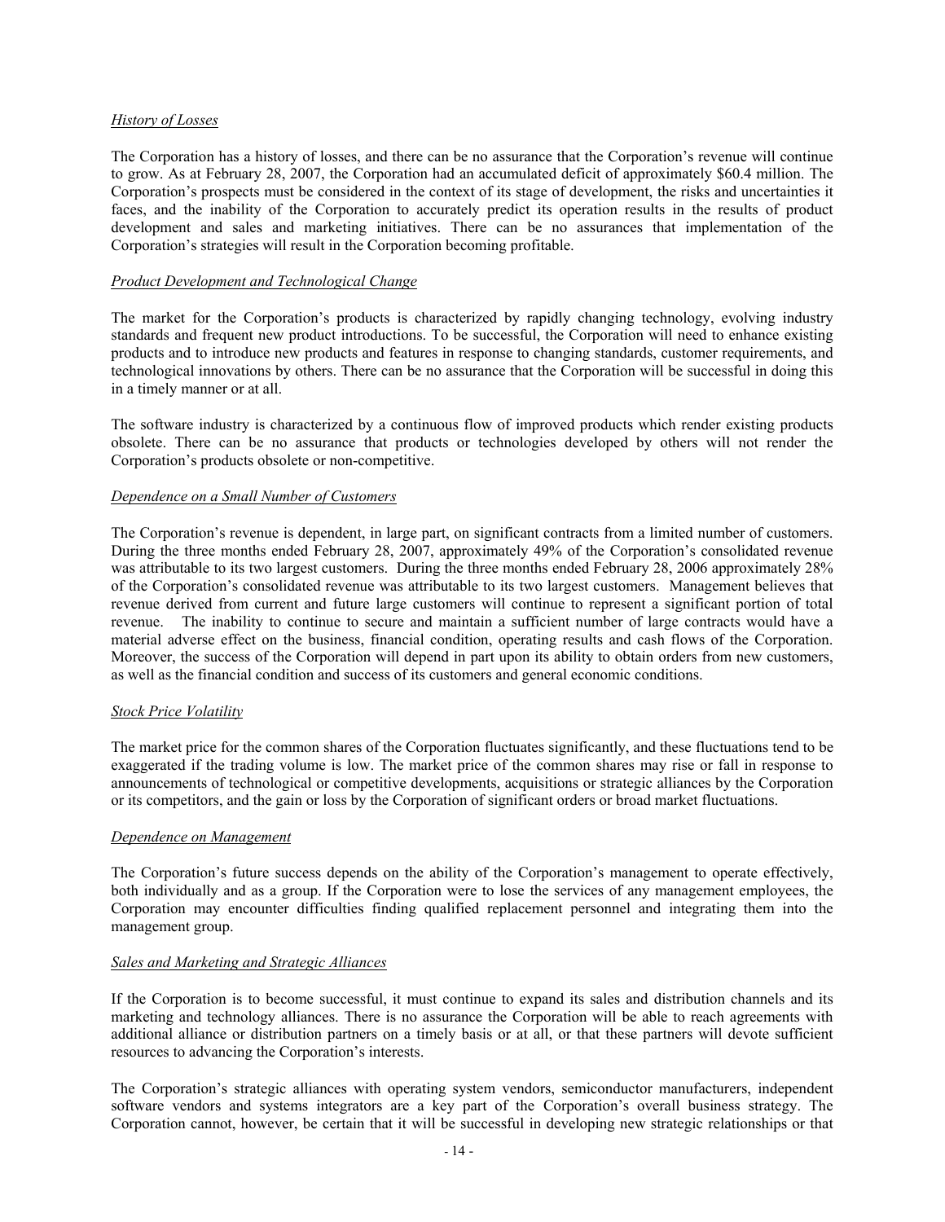*History of Losses*

The Corporation has a history of losses, and there can be no assurance that the Corporation's revenue will continue to grow. As at February 28, 2007, the Corporation had an accumulated deficit of approximately $60.4 million. The Corporation's prospects must be considered in the context of its stage of development, the risks and uncertainties it faces, and the inability of the Corporation to accurately predict its operation results in the results of product development and sales and marketing initiatives. There can be no assurances that implementation of the Corporation's strategies will result in the Corporation becoming profitable.

*Product Development and Technological Change*

The market for the Corporation's products is characterized by rapidly changing technology, evolving industry standards and frequent new product introductions. To be successful, the Corporation will need to enhance existing products and to introduce new products and features in response to changing standards, customer requirements, and technological innovations by others. There can be no assurance that the Corporation will be successful in doing this in a timely manner or at all.

The software industry is characterized by a continuous flow of improved products which render existing products obsolete. There can be no assurance that products or technologies developed by others will not render the Corporation's products obsolete or non-competitive.

*Dependence on a Small Number of Customers*

The Corporation's revenue is dependent, in large part, on significant contracts from a limited number of customers. During the three months ended February 28, 2007, approximately 49% of the Corporation's consolidated revenue was attributable to its two largest customers. During the three months ended February 28, 2006 approximately 28% of the Corporation's consolidated revenue was attributable to its two largest customers. Management believes that revenue derived from current and future large customers will continue to represent a significant portion of total revenue. The inability to continue to secure and maintain a sufficient number of large contracts would have a material adverse effect on the business, financial condition, operating results and cash flows of the Corporation. Moreover, the success of the Corporation will depend in part upon its ability to obtain orders from new customers, as well as the financial condition and success of its customers and general economic conditions.

*Stock Price Volatility*

The market price for the common shares of the Corporation fluctuates significantly, and these fluctuations tend to be exaggerated if the trading volume is low. The market price of the common shares may rise or fall in response to announcements of technological or competitive developments, acquisitions or strategic alliances by the Corporation or its competitors, and the gain or loss by the Corporation of significant orders or broad market fluctuations.

*Dependence on Management*

The Corporation's future success depends on the ability of the Corporation's management to operate effectively, both individually and as a group. If the Corporation were to lose the services of any management employees, the Corporation may encounter difficulties finding qualified replacement personnel and integrating them into the management group.

*Sales and Marketing and Strategic Alliances*

If the Corporation is to become successful, it must continue to expand its sales and distribution channels and its marketing and technology alliances. There is no assurance the Corporation will be able to reach agreements with additional alliance or distribution partners on a timely basis or at all, or that these partners will devote sufficient resources to advancing the Corporation's interests.

The Corporation's strategic alliances with operating system vendors, semiconductor manufacturers, independent software vendors and systems integrators are a key part of the Corporation's overall business strategy. The Corporation cannot, however, be certain that it will be successful in developing new strategic relationships or that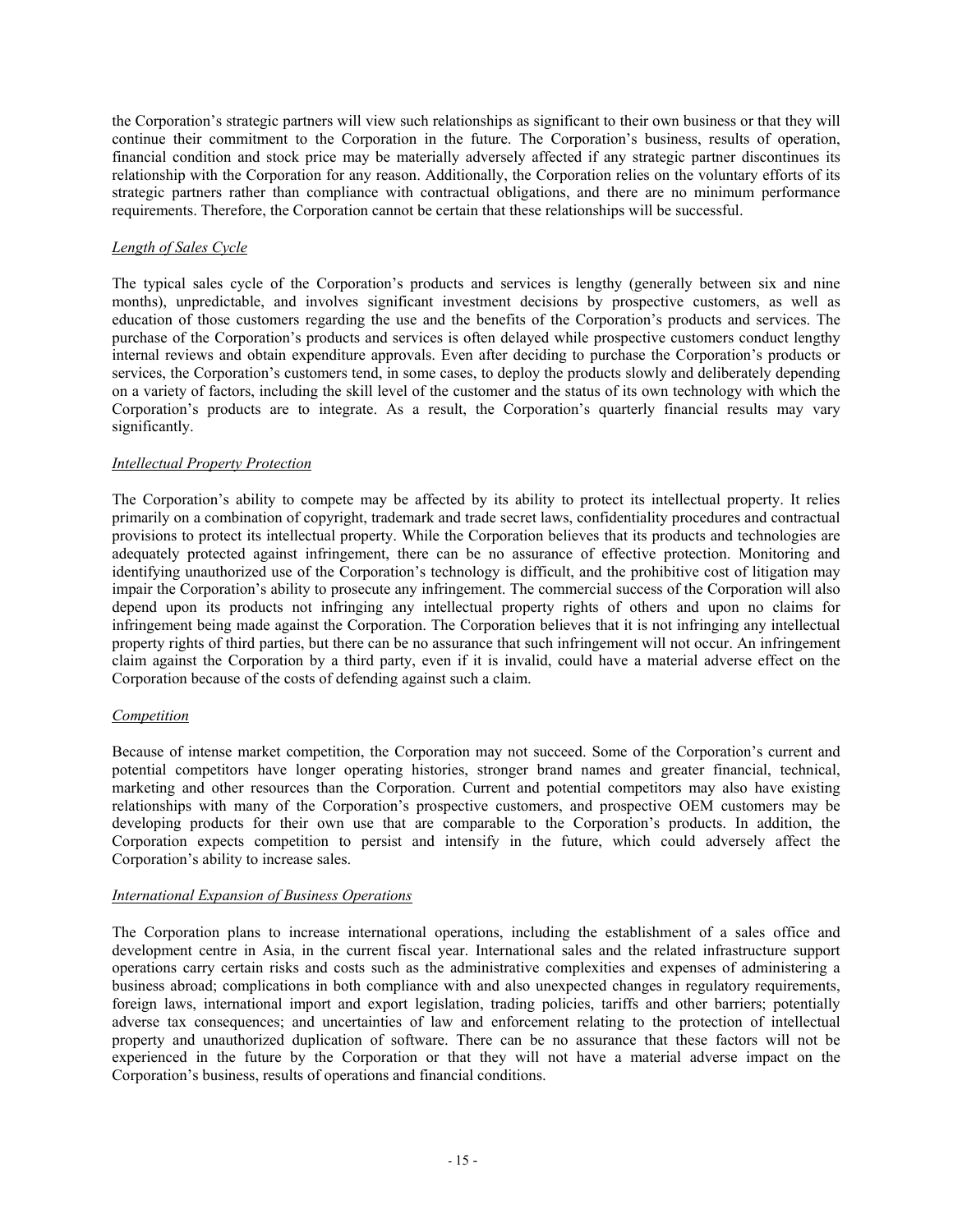the Corporation's strategic partners will view such relationships as significant to their own business or that they will continue their commitment to the Corporation in the future. The Corporation's business, results of operation, financial condition and stock price may be materially adversely affected if any strategic partner discontinues its relationship with the Corporation for any reason. Additionally, the Corporation relies on the voluntary efforts of its strategic partners rather than compliance with contractual obligations, and there are no minimum performance requirements. Therefore, the Corporation cannot be certain that these relationships will be successful.

*Length of Sales Cycle*

The typical sales cycle of the Corporation's products and services is lengthy (generally between six and nine months), unpredictable, and involves significant investment decisions by prospective customers, as well as education of those customers regarding the use and the benefits of the Corporation's products and services. The purchase of the Corporation's products and services is often delayed while prospective customers conduct lengthy internal reviews and obtain expenditure approvals. Even after deciding to purchase the Corporation's products or services, the Corporation's customers tend, in some cases, to deploy the products slowly and deliberately depending on a variety of factors, including the skill level of the customer and the status of its own technology with which the Corporation's products are to integrate. As a result, the Corporation's quarterly financial results may vary significantly.

*Intellectual Property Protection*

The Corporation's ability to compete may be affected by its ability to protect its intellectual property. It relies primarily on a combination of copyright, trademark and trade secret laws, confidentiality procedures and contractual provisions to protect its intellectual property. While the Corporation believes that its products and technologies are adequately protected against infringement, there can be no assurance of effective protection. Monitoring and identifying unauthorized use of the Corporation's technology is difficult, and the prohibitive cost of litigation may impair the Corporation's ability to prosecute any infringement. The commercial success of the Corporation will also depend upon its products not infringing any intellectual property rights of others and upon no claims for infringement being made against the Corporation. The Corporation believes that it is not infringing any intellectual property rights of third parties, but there can be no assurance that such infringement will not occur. An infringement claim against the Corporation by a third party, even if it is invalid, could have a material adverse effect on the Corporation because of the costs of defending against such a claim.

*Competition*

Because of intense market competition, the Corporation may not succeed. Some of the Corporation's current and potential competitors have longer operating histories, stronger brand names and greater financial, technical, marketing and other resources than the Corporation. Current and potential competitors may also have existing relationships with many of the Corporation's prospective customers, and prospective OEM customers may be developing products for their own use that are comparable to the Corporation's products. In addition, the Corporation expects competition to persist and intensify in the future, which could adversely affect the Corporation's ability to increase sales.

*International Expansion of Business Operations*

The Corporation plans to increase international operations, including the establishment of a sales office and development centre in Asia, in the current fiscal year. International sales and the related infrastructure support operations carry certain risks and costs such as the administrative complexities and expenses of administering a business abroad; complications in both compliance with and also unexpected changes in regulatory requirements, foreign laws, international import and export legislation, trading policies, tariffs and other barriers; potentially adverse tax consequences; and uncertainties of law and enforcement relating to the protection of intellectual property and unauthorized duplication of software. There can be no assurance that these factors will not be experienced in the future by the Corporation or that they will not have a material adverse impact on the Corporation's business, results of operations and financial conditions.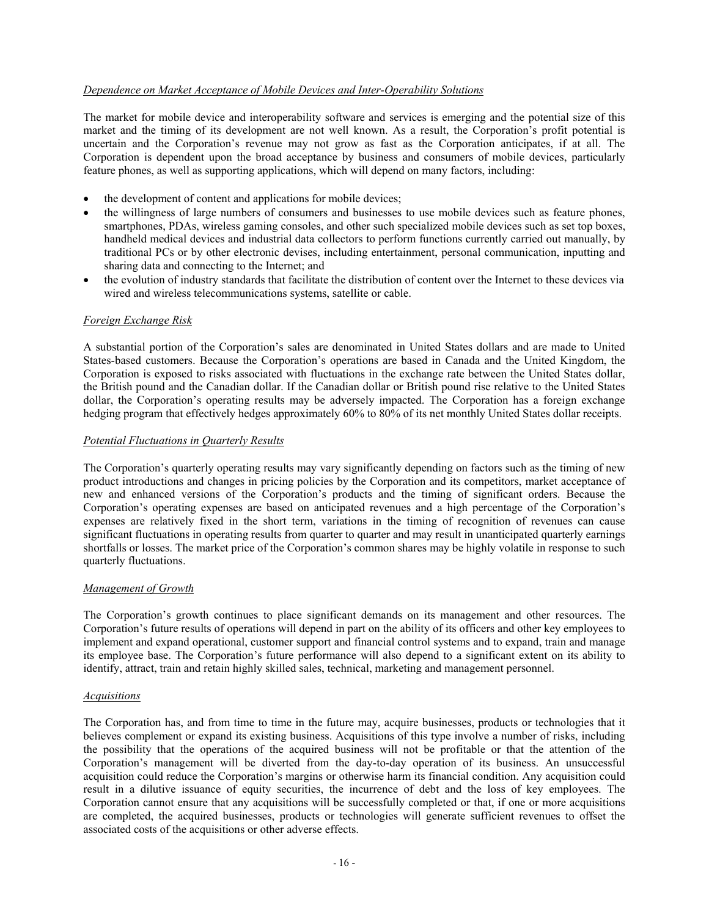*Dependence on Market Acceptance of Mobile Devices and Inter-Operability Solutions*

The market for mobile device and interoperability software and services is emerging and the potential size of this market and the timing of its development are not well known. As a result, the Corporation's profit potential is uncertain and the Corporation's revenue may not grow as fast as the Corporation anticipates, if at all. The Corporation is dependent upon the broad acceptance by business and consumers of mobile devices, particularly feature phones, as well as supporting applications, which will depend on many factors, including:

- the development of content and applications for mobile devices;
- the willingness of large numbers of consumers and businesses to use mobile devices such as feature phones, smartphones, PDAs, wireless gaming consoles, and other such specialized mobile devices such as set top boxes, handheld medical devices and industrial data collectors to perform functions currently carried out manually, by traditional PCs or by other electronic devises, including entertainment, personal communication, inputting and sharing data and connecting to the Internet; and
- the evolution of industry standards that facilitate the distribution of content over the Internet to these devices via wired and wireless telecommunications systems, satellite or cable.

*Foreign Exchange Risk*

A substantial portion of the Corporation's sales are denominated in United States dollars and are made to United States-based customers. Because the Corporation's operations are based in Canada and the United Kingdom, the Corporation is exposed to risks associated with fluctuations in the exchange rate between the United States dollar, the British pound and the Canadian dollar. If the Canadian dollar or British pound rise relative to the United States dollar, the Corporation's operating results may be adversely impacted. The Corporation has a foreign exchange hedging program that effectively hedges approximately 60% to 80% of its net monthly United States dollar receipts.

*Potential Fluctuations in Quarterly Results*

The Corporation's quarterly operating results may vary significantly depending on factors such as the timing of new product introductions and changes in pricing policies by the Corporation and its competitors, market acceptance of new and enhanced versions of the Corporation's products and the timing of significant orders. Because the Corporation's operating expenses are based on anticipated revenues and a high percentage of the Corporation's expenses are relatively fixed in the short term, variations in the timing of recognition of revenues can cause significant fluctuations in operating results from quarter to quarter and may result in unanticipated quarterly earnings shortfalls or losses. The market price of the Corporation's common shares may be highly volatile in response to such quarterly fluctuations.

*Management of Growth*

The Corporation's growth continues to place significant demands on its management and other resources. The Corporation's future results of operations will depend in part on the ability of its officers and other key employees to implement and expand operational, customer support and financial control systems and to expand, train and manage its employee base. The Corporation's future performance will also depend to a significant extent on its ability to identify, attract, train and retain highly skilled sales, technical, marketing and management personnel.

*Acquisitions*

The Corporation has, and from time to time in the future may, acquire businesses, products or technologies that it believes complement or expand its existing business. Acquisitions of this type involve a number of risks, including the possibility that the operations of the acquired business will not be profitable or that the attention of the Corporation's management will be diverted from the day-to-day operation of its business. An unsuccessful acquisition could reduce the Corporation's margins or otherwise harm its financial condition. Any acquisition could result in a dilutive issuance of equity securities, the incurrence of debt and the loss of key employees. The Corporation cannot ensure that any acquisitions will be successfully completed or that, if one or more acquisitions are completed, the acquired businesses, products or technologies will generate sufficient revenues to offset the associated costs of the acquisitions or other adverse effects.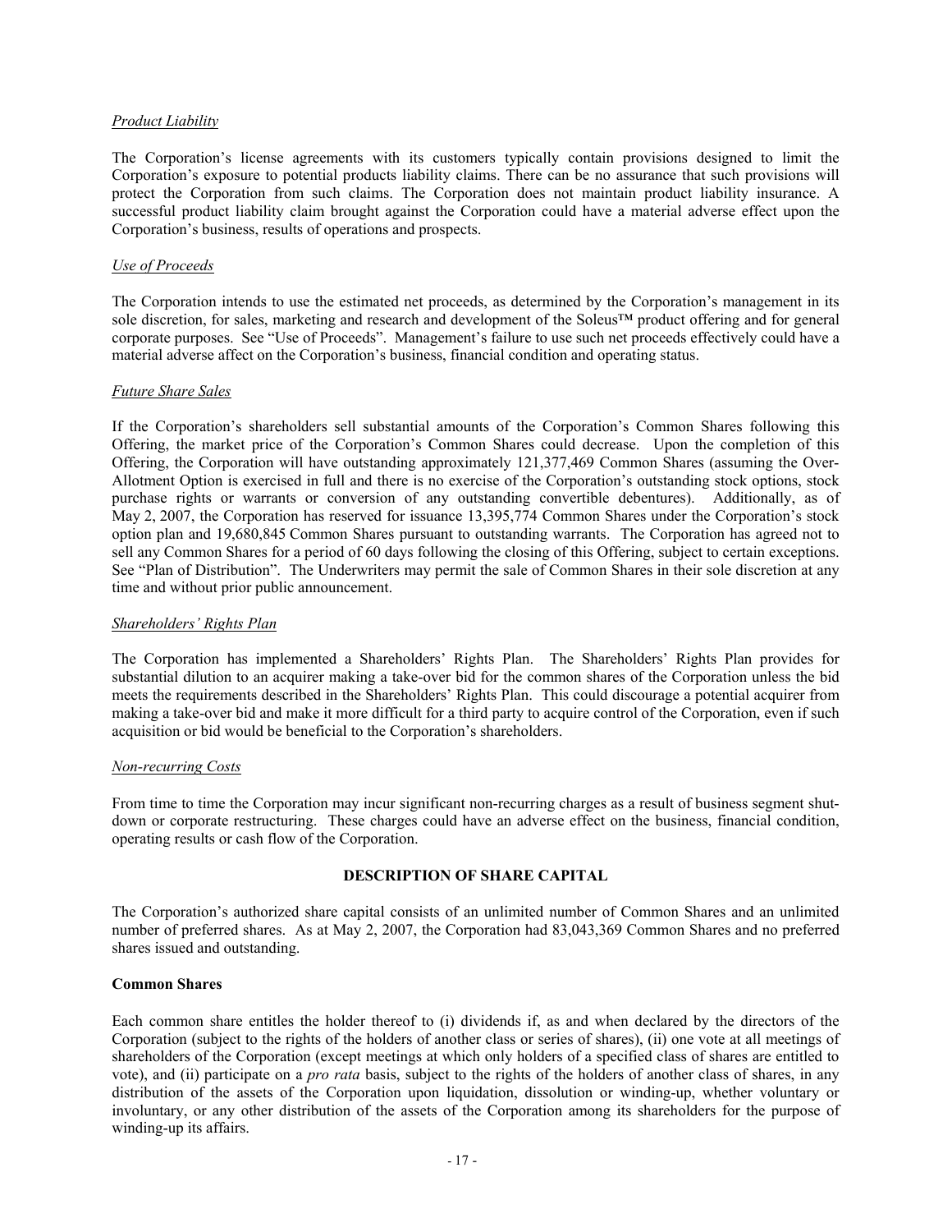*Product Liability*

The Corporation's license agreements with its customers typically contain provisions designed to limit the Corporation's exposure to potential products liability claims. There can be no assurance that such provisions will protect the Corporation from such claims. The Corporation does not maintain product liability insurance. A successful product liability claim brought against the Corporation could have a material adverse effect upon the Corporation's business, results of operations and prospects.

*Use of Proceeds*

The Corporation intends to use the estimated net proceeds, as determined by the Corporation's management in its sole discretion, for sales, marketing and research and development of the Soleus™ product offering and for general corporate purposes. See "Use of Proceeds". Management's failure to use such net proceeds effectively could have a material adverse affect on the Corporation's business, financial condition and operating status.

*Future Share Sales*

If the Corporation's shareholders sell substantial amounts of the Corporation's Common Shares following this Offering, the market price of the Corporation's Common Shares could decrease. Upon the completion of this Offering, the Corporation will have outstanding approximately 121,377,469 Common Shares (assuming the Over-Allotment Option is exercised in full and there is no exercise of the Corporation's outstanding stock options, stock purchase rights or warrants or conversion of any outstanding convertible debentures). Additionally, as of May 2, 2007, the Corporation has reserved for issuance 13,395,774 Common Shares under the Corporation's stock option plan and 19,680,845 Common Shares pursuant to outstanding warrants. The Corporation has agreed not to sell any Common Shares for a period of 60 days following the closing of this Offering, subject to certain exceptions. See "Plan of Distribution". The Underwriters may permit the sale of Common Shares in their sole discretion at any time and without prior public announcement.

*Shareholders' Rights Plan*

The Corporation has implemented a Shareholders' Rights Plan. The Shareholders' Rights Plan provides for substantial dilution to an acquirer making a take-over bid for the common shares of the Corporation unless the bid meets the requirements described in the Shareholders' Rights Plan. This could discourage a potential acquirer from making a take-over bid and make it more difficult for a third party to acquire control of the Corporation, even if such acquisition or bid would be beneficial to the Corporation's shareholders.

*Non-recurring Costs*

From time to time the Corporation may incur significant non-recurring charges as a result of business segment shut-down or corporate restructuring. These charges could have an adverse effect on the business, financial condition, operating results or cash flow of the Corporation.

## DESCRIPTION OF SHARE CAPITAL

The Corporation's authorized share capital consists of an unlimited number of Common Shares and an unlimited number of preferred shares. As at May 2, 2007, the Corporation had 83,043,369 Common Shares and no preferred shares issued and outstanding.

**Common Shares**

Each common share entitles the holder thereof to (i) dividends if, as and when declared by the directors of the Corporation (subject to the rights of the holders of another class or series of shares), (ii) one vote at all meetings of shareholders of the Corporation (except meetings at which only holders of a specified class of shares are entitled to vote), and (ii) participate on a *pro rata* basis, subject to the rights of the holders of another class of shares, in any distribution of the assets of the Corporation upon liquidation, dissolution or winding-up, whether voluntary or involuntary, or any other distribution of the assets of the Corporation among its shareholders for the purpose of winding-up its affairs.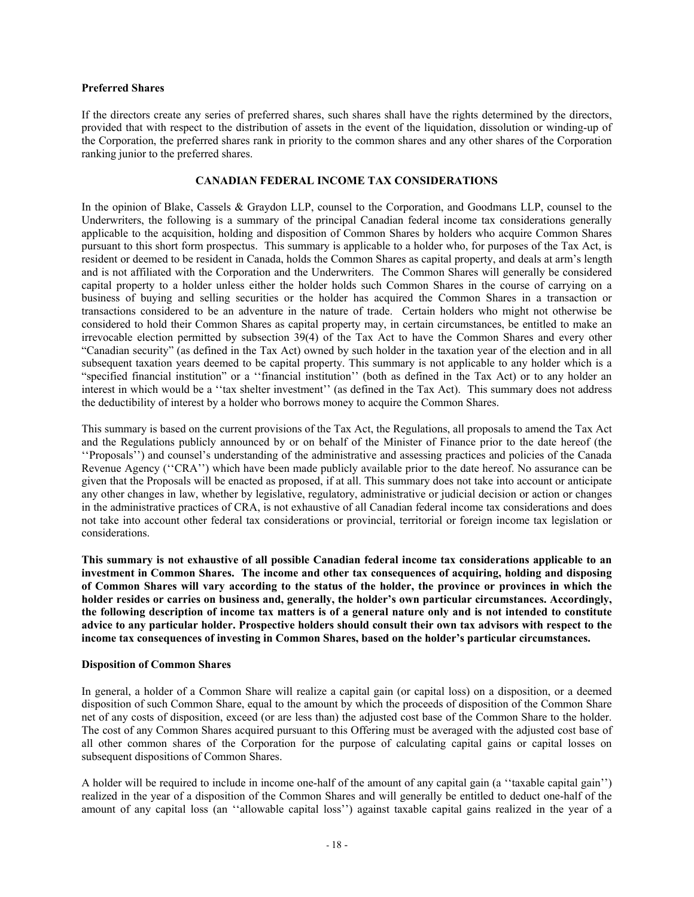**Preferred Shares**

If the directors create any series of preferred shares, such shares shall have the rights determined by the directors, provided that with respect to the distribution of assets in the event of the liquidation, dissolution or winding-up of the Corporation, the preferred shares rank in priority to the common shares and any other shares of the Corporation ranking junior to the preferred shares.

## CANADIAN FEDERAL INCOME TAX CONSIDERATIONS

In the opinion of Blake, Cassels & Graydon LLP, counsel to the Corporation, and Goodmans LLP, counsel to the Underwriters, the following is a summary of the principal Canadian federal income tax considerations generally applicable to the acquisition, holding and disposition of Common Shares by holders who acquire Common Shares pursuant to this short form prospectus. This summary is applicable to a holder who, for purposes of the Tax Act, is resident or deemed to be resident in Canada, holds the Common Shares as capital property, and deals at arm's length and is not affiliated with the Corporation and the Underwriters. The Common Shares will generally be considered capital property to a holder unless either the holder holds such Common Shares in the course of carrying on a business of buying and selling securities or the holder has acquired the Common Shares in a transaction or transactions considered to be an adventure in the nature of trade. Certain holders who might not otherwise be considered to hold their Common Shares as capital property may, in certain circumstances, be entitled to make an irrevocable election permitted by subsection 39(4) of the Tax Act to have the Common Shares and every other "Canadian security" (as defined in the Tax Act) owned by such holder in the taxation year of the election and in all subsequent taxation years deemed to be capital property. This summary is not applicable to any holder which is a "specified financial institution" or a ''financial institution'' (both as defined in the Tax Act) or to any holder an interest in which would be a ''tax shelter investment'' (as defined in the Tax Act). This summary does not address the deductibility of interest by a holder who borrows money to acquire the Common Shares.

This summary is based on the current provisions of the Tax Act, the Regulations, all proposals to amend the Tax Act and the Regulations publicly announced by or on behalf of the Minister of Finance prior to the date hereof (the ''Proposals'') and counsel's understanding of the administrative and assessing practices and policies of the Canada Revenue Agency (''CRA'') which have been made publicly available prior to the date hereof. No assurance can be given that the Proposals will be enacted as proposed, if at all. This summary does not take into account or anticipate any other changes in law, whether by legislative, regulatory, administrative or judicial decision or action or changes in the administrative practices of CRA, is not exhaustive of all Canadian federal income tax considerations and does not take into account other federal tax considerations or provincial, territorial or foreign income tax legislation or considerations.

**This summary is not exhaustive of all possible Canadian federal income tax considerations applicable to an investment in Common Shares. The income and other tax consequences of acquiring, holding and disposing of Common Shares will vary according to the status of the holder, the province or provinces in which the holder resides or carries on business and, generally, the holder's own particular circumstances. Accordingly, the following description of income tax matters is of a general nature only and is not intended to constitute advice to any particular holder. Prospective holders should consult their own tax advisors with respect to the income tax consequences of investing in Common Shares, based on the holder's particular circumstances.**

**Disposition of Common Shares**

In general, a holder of a Common Share will realize a capital gain (or capital loss) on a disposition, or a deemed disposition of such Common Share, equal to the amount by which the proceeds of disposition of the Common Share net of any costs of disposition, exceed (or are less than) the adjusted cost base of the Common Share to the holder. The cost of any Common Shares acquired pursuant to this Offering must be averaged with the adjusted cost base of all other common shares of the Corporation for the purpose of calculating capital gains or capital losses on subsequent dispositions of Common Shares.

A holder will be required to include in income one-half of the amount of any capital gain (a ''taxable capital gain'') realized in the year of a disposition of the Common Shares and will generally be entitled to deduct one-half of the amount of any capital loss (an ''allowable capital loss'') against taxable capital gains realized in the year of a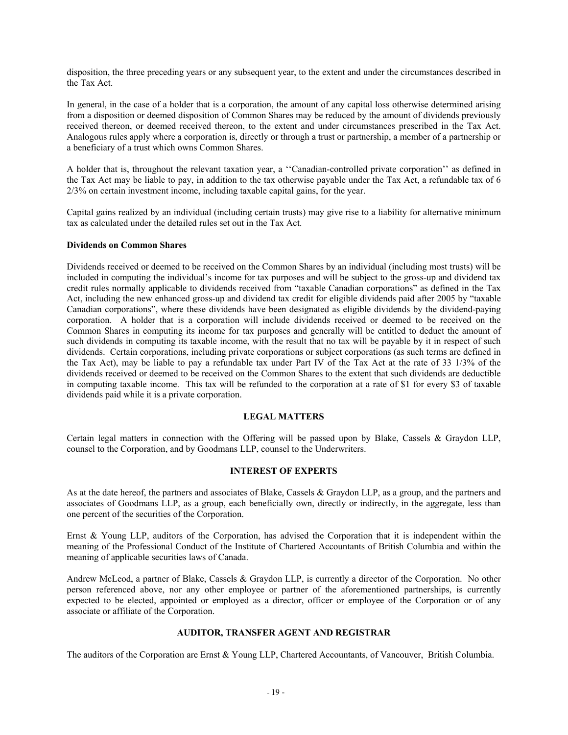disposition, the three preceding years or any subsequent year, to the extent and under the circumstances described in the Tax Act.

In general, in the case of a holder that is a corporation, the amount of any capital loss otherwise determined arising from a disposition or deemed disposition of Common Shares may be reduced by the amount of dividends previously received thereon, or deemed received thereon, to the extent and under circumstances prescribed in the Tax Act. Analogous rules apply where a corporation is, directly or through a trust or partnership, a member of a partnership or a beneficiary of a trust which owns Common Shares.

A holder that is, throughout the relevant taxation year, a ''Canadian-controlled private corporation'' as defined in the Tax Act may be liable to pay, in addition to the tax otherwise payable under the Tax Act, a refundable tax of 6 2/3% on certain investment income, including taxable capital gains, for the year.

Capital gains realized by an individual (including certain trusts) may give rise to a liability for alternative minimum tax as calculated under the detailed rules set out in the Tax Act.

**Dividends on Common Shares**

Dividends received or deemed to be received on the Common Shares by an individual (including most trusts) will be included in computing the individual's income for tax purposes and will be subject to the gross-up and dividend tax credit rules normally applicable to dividends received from "taxable Canadian corporations" as defined in the Tax Act, including the new enhanced gross-up and dividend tax credit for eligible dividends paid after 2005 by "taxable Canadian corporations", where these dividends have been designated as eligible dividends by the dividend-paying corporation. A holder that is a corporation will include dividends received or deemed to be received on the Common Shares in computing its income for tax purposes and generally will be entitled to deduct the amount of such dividends in computing its taxable income, with the result that no tax will be payable by it in respect of such dividends. Certain corporations, including private corporations or subject corporations (as such terms are defined in the Tax Act), may be liable to pay a refundable tax under Part IV of the Tax Act at the rate of 33 1/3% of the dividends received or deemed to be received on the Common Shares to the extent that such dividends are deductible in computing taxable income. This tax will be refunded to the corporation at a rate of $1 for every $3 of taxable dividends paid while it is a private corporation.

## LEGAL MATTERS

Certain legal matters in connection with the Offering will be passed upon by Blake, Cassels & Graydon LLP, counsel to the Corporation, and by Goodmans LLP, counsel to the Underwriters.

## INTEREST OF EXPERTS

As at the date hereof, the partners and associates of Blake, Cassels & Graydon LLP, as a group, and the partners and associates of Goodmans LLP, as a group, each beneficially own, directly or indirectly, in the aggregate, less than one percent of the securities of the Corporation.

Ernst & Young LLP, auditors of the Corporation, has advised the Corporation that it is independent within the meaning of the Professional Conduct of the Institute of Chartered Accountants of British Columbia and within the meaning of applicable securities laws of Canada.

Andrew McLeod, a partner of Blake, Cassels & Graydon LLP, is currently a director of the Corporation. No other person referenced above, nor any other employee or partner of the aforementioned partnerships, is currently expected to be elected, appointed or employed as a director, officer or employee of the Corporation or of any associate or affiliate of the Corporation.

## AUDITOR, TRANSFER AGENT AND REGISTRAR

The auditors of the Corporation are Ernst & Young LLP, Chartered Accountants, of Vancouver, British Columbia.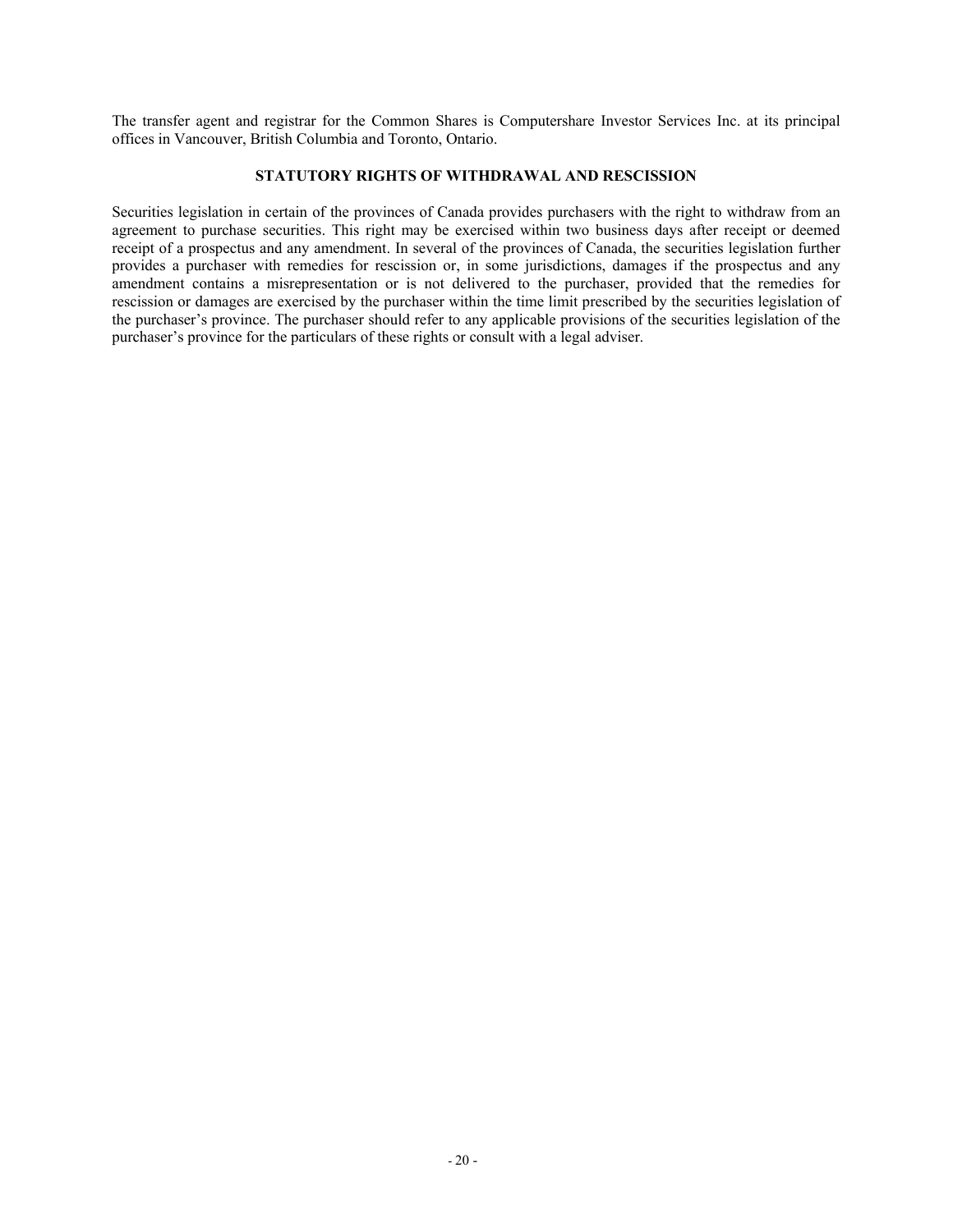The transfer agent and registrar for the Common Shares is Computershare Investor Services Inc. at its principal offices in Vancouver, British Columbia and Toronto, Ontario.

## STATUTORY RIGHTS OF WITHDRAWAL AND RESCISSION

Securities legislation in certain of the provinces of Canada provides purchasers with the right to withdraw from an agreement to purchase securities. This right may be exercised within two business days after receipt or deemed receipt of a prospectus and any amendment. In several of the provinces of Canada, the securities legislation further provides a purchaser with remedies for rescission or, in some jurisdictions, damages if the prospectus and any amendment contains a misrepresentation or is not delivered to the purchaser, provided that the remedies for rescission or damages are exercised by the purchaser within the time limit prescribed by the securities legislation of the purchaser's province. The purchaser should refer to any applicable provisions of the securities legislation of the purchaser's province for the particulars of these rights or consult with a legal adviser.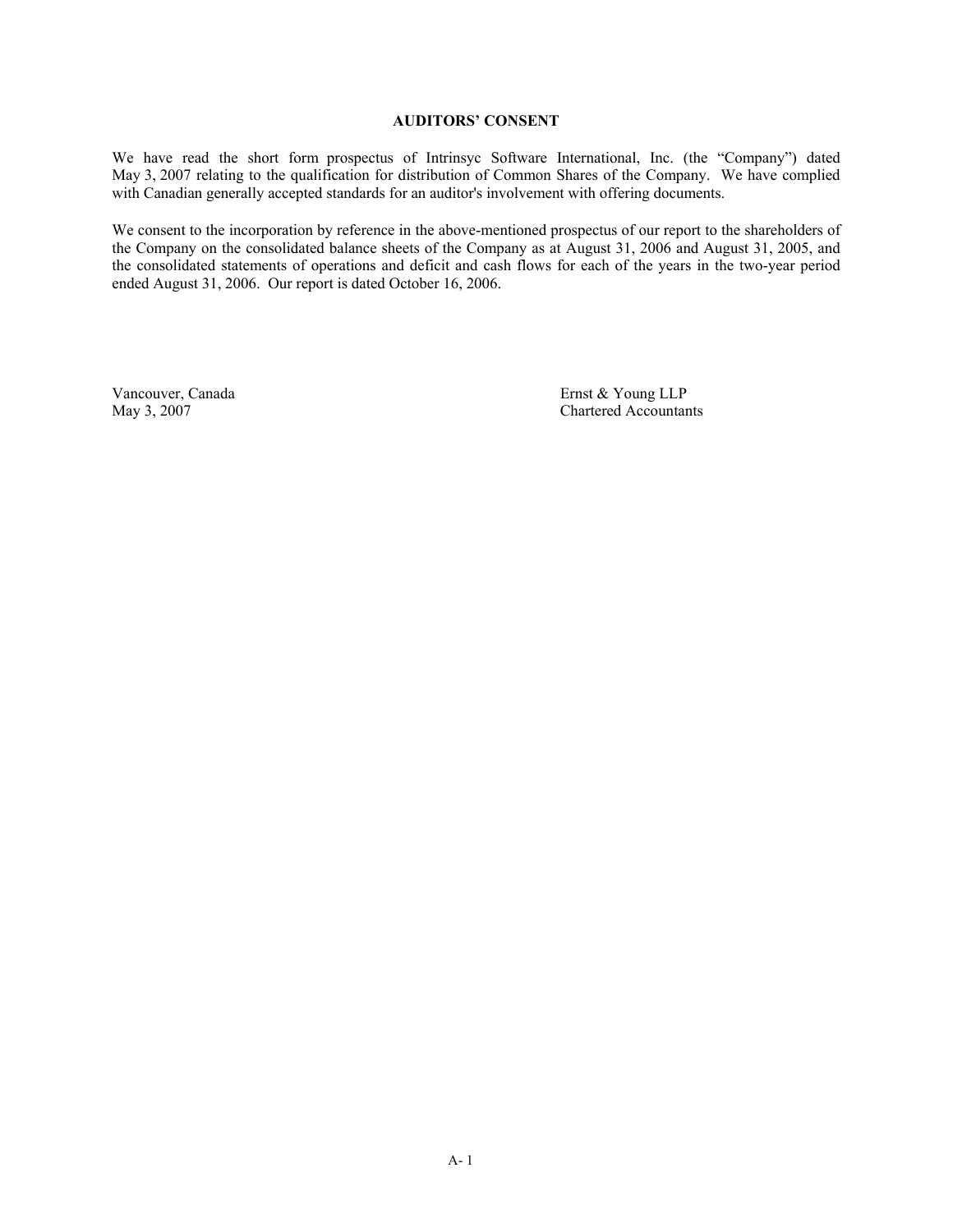**AUDITORS' CONSENT**

We have read the short form prospectus of Intrinsyc Software International, Inc. (the "Company") dated May 3, 2007 relating to the qualification for distribution of Common Shares of the Company. We have complied with Canadian generally accepted standards for an auditor's involvement with offering documents.

We consent to the incorporation by reference in the above-mentioned prospectus of our report to the shareholders of the Company on the consolidated balance sheets of the Company as at August 31, 2006 and August 31, 2005, and the consolidated statements of operations and deficit and cash flows for each of the years in the two-year period ended August 31, 2006. Our report is dated October 16, 2006.

Vancouver, Canada
May 3, 2007

Ernst & Young LLP
Chartered Accountants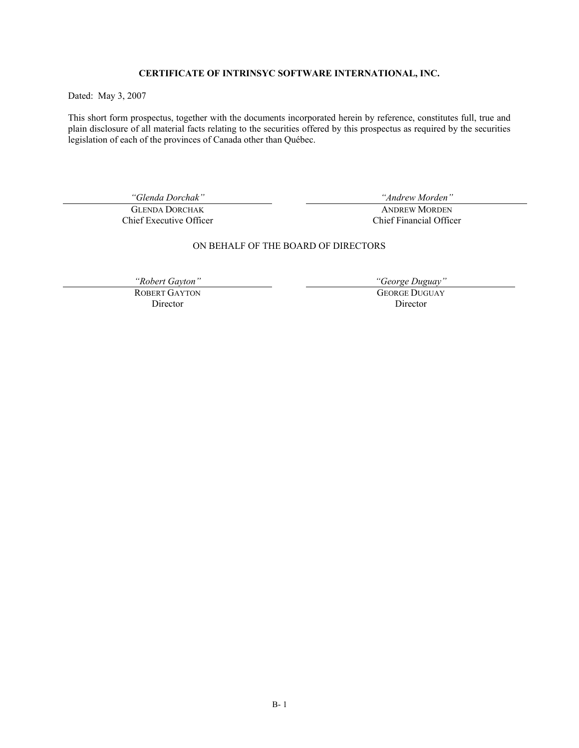**CERTIFICATE OF INTRINSYC SOFTWARE INTERNATIONAL, INC.**

Dated: May 3, 2007

This short form prospectus, together with the documents incorporated herein by reference, constitutes full, true and plain disclosure of all material facts relating to the securities offered by this prospectus as required by the securities legislation of each of the provinces of Canada other than Québec.

| | |
|---|---|
| *"Glenda Dorchak"* | *"Andrew Morden"* |
| GLENDA DORCHAK | ANDREW MORDEN |
| Chief Executive Officer | Chief Financial Officer |

ON BEHALF OF THE BOARD OF DIRECTORS

| | |
|---|---|
| *"Robert Gayton"* | *"George Duguay"* |
| ROBERT GAYTON | GEORGE DUGUAY |
| Director | Director |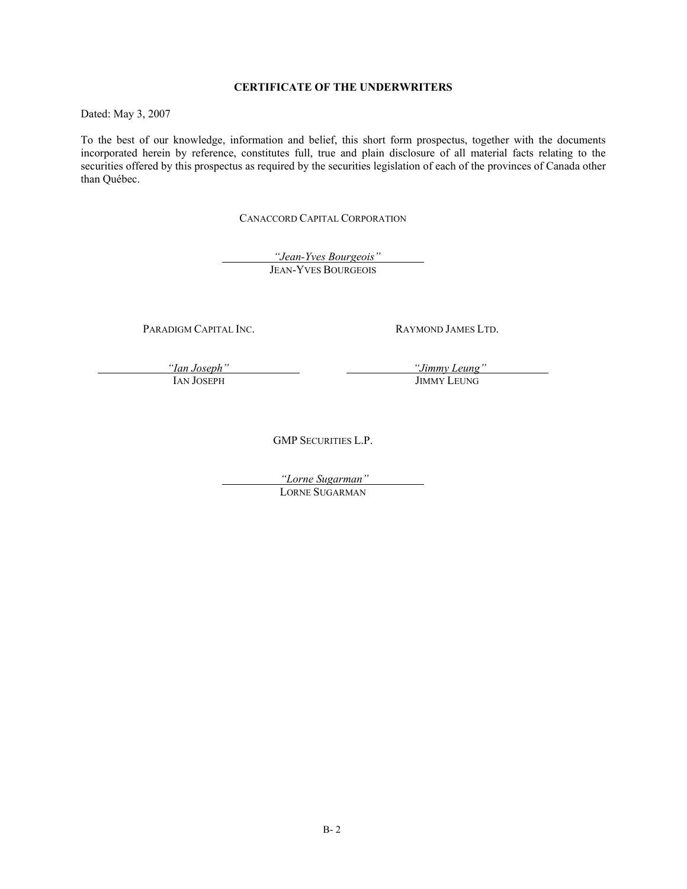## CERTIFICATE OF THE UNDERWRITERS

Dated: May 3, 2007

To the best of our knowledge, information and belief, this short form prospectus, together with the documents incorporated herein by reference, constitutes full, true and plain disclosure of all material facts relating to the securities offered by this prospectus as required by the securities legislation of each of the provinces of Canada other than Québec.

CANACCORD CAPITAL CORPORATION

*"Jean-Yves Bourgeois"*
JEAN-YVES BOURGEOIS

PARADIGM CAPITAL INC.

*"Ian Joseph"*
IAN JOSEPH

RAYMOND JAMES LTD.

*"Jimmy Leung"*
JIMMY LEUNG

GMP SECURITIES L.P.

*"Lorne Sugarman"*
LORNE SUGARMAN